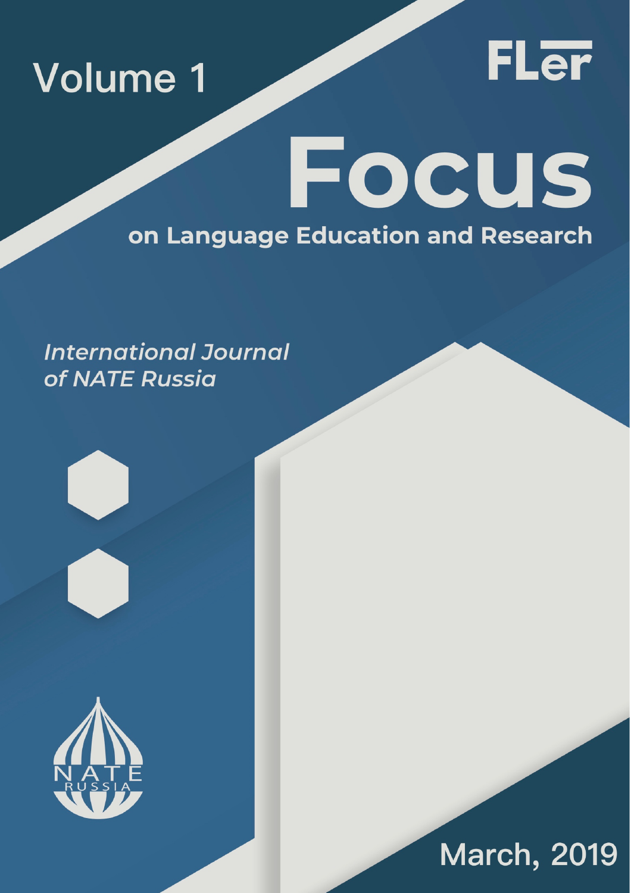Volume 1

FLer

# Focus

## on Language Education and Research

*International Journal of NATE Russia*

NATE RUSSIA

March, 2019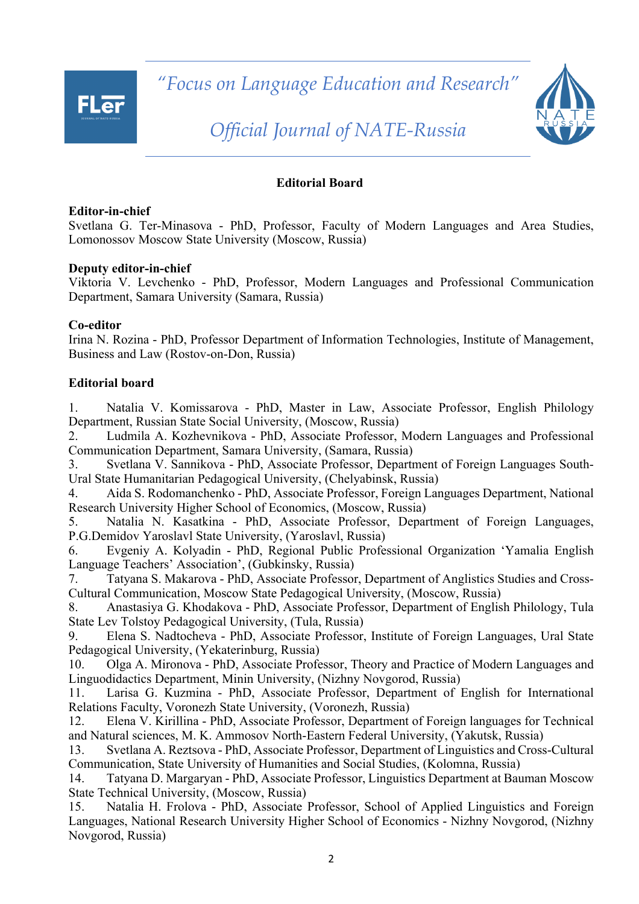*"Focus on Language Education and Research"*

*Official Journal of NATE-Russia*

## Editorial Board

**Editor-in-chief**
Svetlana G. Ter-Minasova - PhD, Professor, Faculty of Modern Languages and Area Studies, Lomonossov Moscow State University (Moscow, Russia)

**Deputy editor-in-chief**
Viktoria V. Levchenko - PhD, Professor, Modern Languages and Professional Communication Department, Samara University (Samara, Russia)

**Co-editor**
Irina N. Rozina - PhD, Professor Department of Information Technologies, Institute of Management, Business and Law (Rostov-on-Don, Russia)

**Editorial board**

1. Natalia V. Komissarova - PhD, Master in Law, Associate Professor, English Philology Department, Russian State Social University, (Moscow, Russia)
2. Ludmila A. Kozhevnikova - PhD, Associate Professor, Modern Languages and Professional Communication Department, Samara University, (Samara, Russia)
3. Svetlana V. Sannikova - PhD, Associate Professor, Department of Foreign Languages South-Ural State Humanitarian Pedagogical University, (Chelyabinsk, Russia)
4. Aida S. Rodomanchenko - PhD, Associate Professor, Foreign Languages Department, National Research University Higher School of Economics, (Moscow, Russia)
5. Natalia N. Kasatkina - PhD, Associate Professor, Department of Foreign Languages, P.G.Demidov Yaroslavl State University, (Yaroslavl, Russia)
6. Evgeniy A. Kolyadin - PhD, Regional Public Professional Organization 'Yamalia English Language Teachers' Association', (Gubkinsky, Russia)
7. Tatyana S. Makarova - PhD, Associate Professor, Department of Anglistics Studies and Cross-Cultural Communication, Moscow State Pedagogical University, (Moscow, Russia)
8. Anastasiya G. Khodakova - PhD, Associate Professor, Department of English Philology, Tula State Lev Tolstoy Pedagogical University, (Tula, Russia)
9. Elena S. Nadtocheva - PhD, Associate Professor, Institute of Foreign Languages, Ural State Pedagogical University, (Yekaterinburg, Russia)
10. Olga A. Mironova - PhD, Associate Professor, Theory and Practice of Modern Languages and Linguodidactics Department, Minin University, (Nizhny Novgorod, Russia)
11. Larisa G. Kuzmina - PhD, Associate Professor, Department of English for International Relations Faculty, Voronezh State University, (Voronezh, Russia)
12. Elena V. Kirillina - PhD, Associate Professor, Department of Foreign languages for Technical and Natural sciences, M. K. Ammosov North-Eastern Federal University, (Yakutsk, Russia)
13. Svetlana A. Reztsova - PhD, Associate Professor, Department of Linguistics and Cross-Cultural Communication, State University of Humanities and Social Studies, (Kolomna, Russia)
14. Tatyana D. Margaryan - PhD, Associate Professor, Linguistics Department at Bauman Moscow State Technical University, (Moscow, Russia)
15. Natalia H. Frolova - PhD, Associate Professor, School of Applied Linguistics and Foreign Languages, National Research University Higher School of Economics - Nizhny Novgorod, (Nizhny Novgorod, Russia)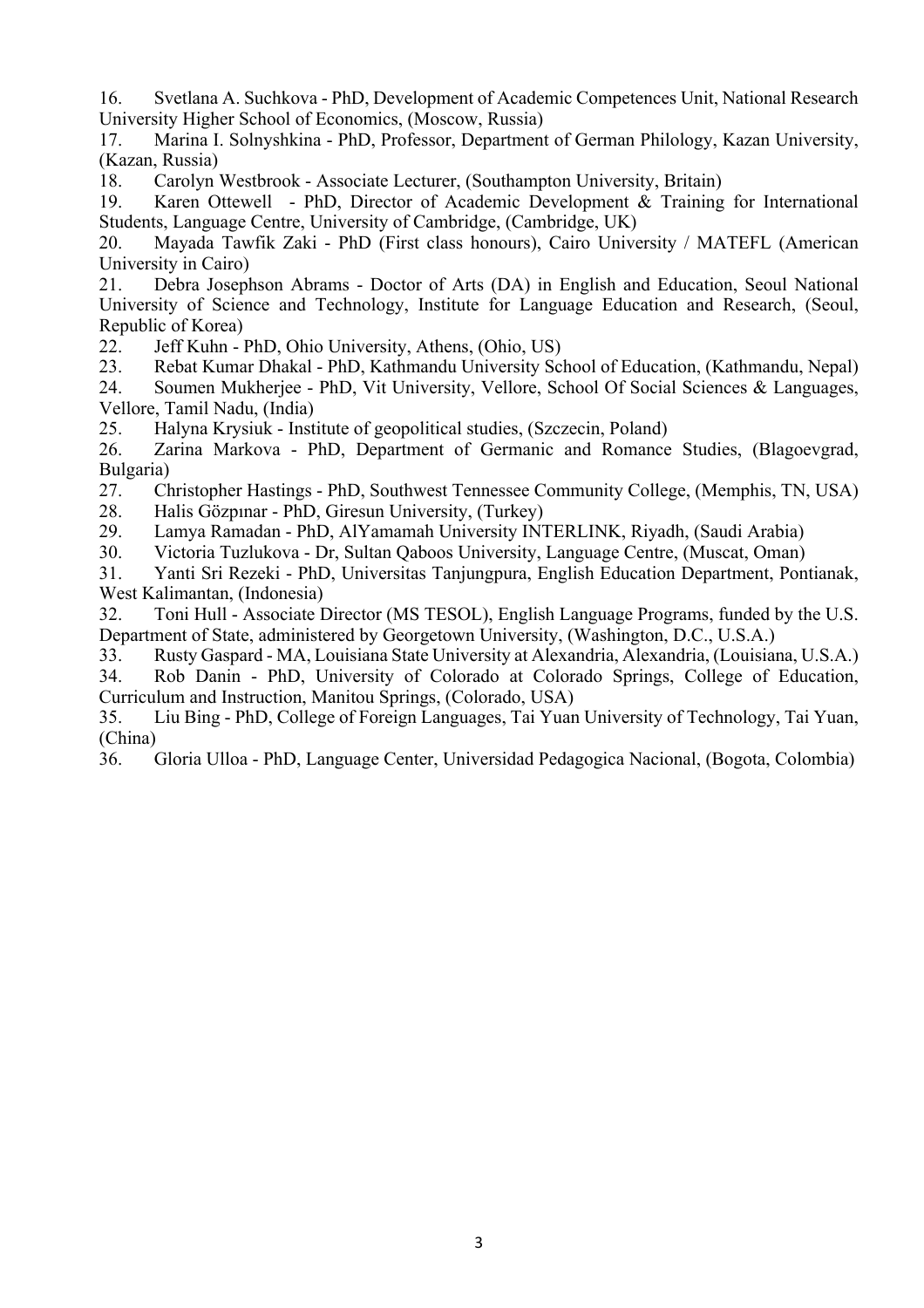16. Svetlana A. Suchkova - PhD, Development of Academic Competences Unit, National Research University Higher School of Economics, (Moscow, Russia)
17. Marina I. Solnyshkina - PhD, Professor, Department of German Philology, Kazan University, (Kazan, Russia)
18. Carolyn Westbrook - Associate Lecturer, (Southampton University, Britain)
19. Karen Ottewell - PhD, Director of Academic Development & Training for International Students, Language Centre, University of Cambridge, (Cambridge, UK)
20. Mayada Tawfik Zaki - PhD (First class honours), Cairo University / MATEFL (American University in Cairo)
21. Debra Josephson Abrams - Doctor of Arts (DA) in English and Education, Seoul National University of Science and Technology, Institute for Language Education and Research, (Seoul, Republic of Korea)
22. Jeff Kuhn - PhD, Ohio University, Athens, (Ohio, US)
23. Rebat Kumar Dhakal - PhD, Kathmandu University School of Education, (Kathmandu, Nepal)
24. Soumen Mukherjee - PhD, Vit University, Vellore, School Of Social Sciences & Languages, Vellore, Tamil Nadu, (India)
25. Halyna Krysiuk - Institute of geopolitical studies, (Szczecin, Poland)
26. Zarina Markova - PhD, Department of Germanic and Romance Studies, (Blagoevgrad, Bulgaria)
27. Christopher Hastings - PhD, Southwest Tennessee Community College, (Memphis, TN, USA)
28. Halis Gözpınar - PhD, Giresun University, (Turkey)
29. Lamya Ramadan - PhD, AlYamamah University INTERLINK, Riyadh, (Saudi Arabia)
30. Victoria Tuzlukova - Dr, Sultan Qaboos University, Language Centre, (Muscat, Oman)
31. Yanti Sri Rezeki - PhD, Universitas Tanjungpura, English Education Department, Pontianak, West Kalimantan, (Indonesia)
32. Toni Hull - Associate Director (MS TESOL), English Language Programs, funded by the U.S. Department of State, administered by Georgetown University, (Washington, D.C., U.S.A.)
33. Rusty Gaspard - MA, Louisiana State University at Alexandria, Alexandria, (Louisiana, U.S.A.)
34. Rob Danin - PhD, University of Colorado at Colorado Springs, College of Education, Curriculum and Instruction, Manitou Springs, (Colorado, USA)
35. Liu Bing - PhD, College of Foreign Languages, Tai Yuan University of Technology, Tai Yuan, (China)
36. Gloria Ulloa - PhD, Language Center, Universidad Pedagogica Nacional, (Bogota, Colombia)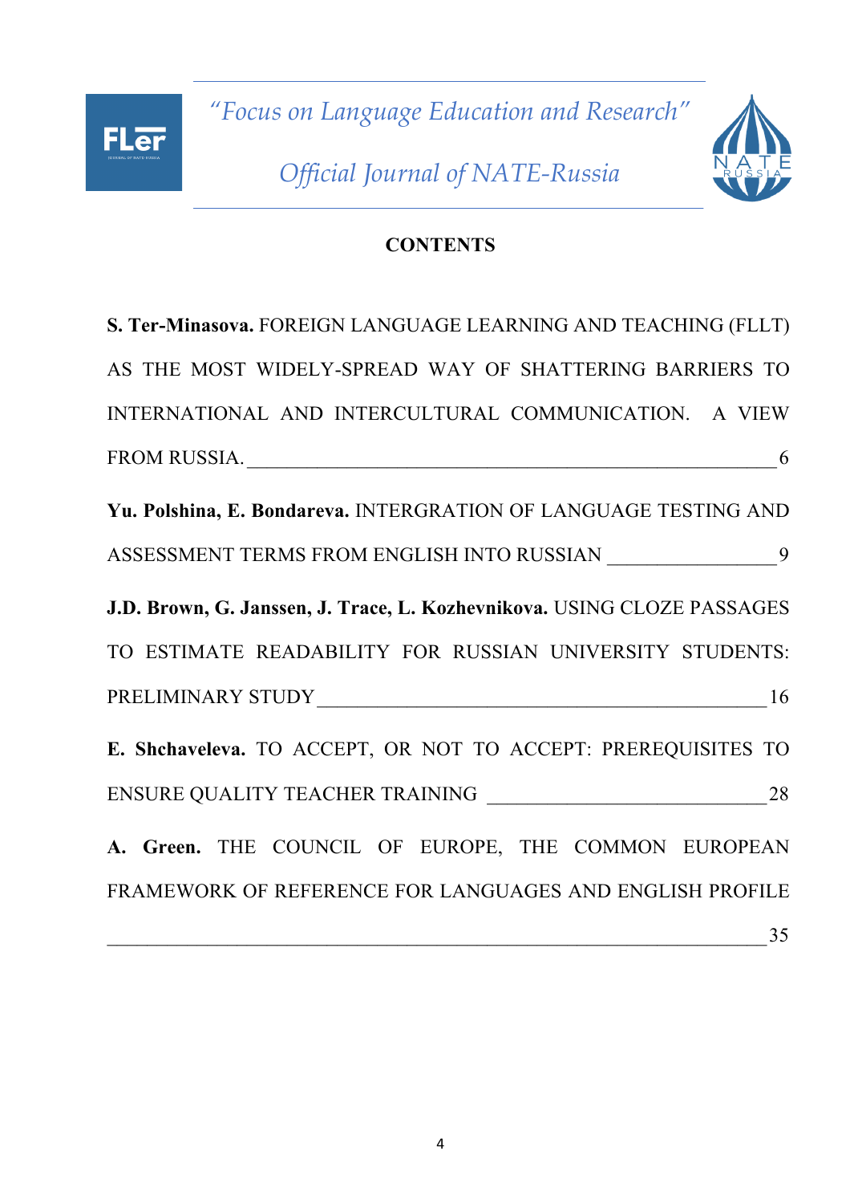# CONTENTS

**S. Ter-Minasova.** FOREIGN LANGUAGE LEARNING AND TEACHING (FLLT) AS THE MOST WIDELY-SPREAD WAY OF SHATTERING BARRIERS TO INTERNATIONAL AND INTERCULTURAL COMMUNICATION. A VIEW FROM RUSSIA. ________ 6

**Yu. Polshina, E. Bondareva.** INTERGRATION OF LANGUAGE TESTING AND ASSESSMENT TERMS FROM ENGLISH INTO RUSSIAN ________ 9

**J.D. Brown, G. Janssen, J. Trace, L. Kozhevnikova.** USING CLOZE PASSAGES TO ESTIMATE READABILITY FOR RUSSIAN UNIVERSITY STUDENTS: PRELIMINARY STUDY ________ 16

**E. Shchaveleva.** TO ACCEPT, OR NOT TO ACCEPT: PREREQUISITES TO ENSURE QUALITY TEACHER TRAINING ________ 28

**A. Green.** THE COUNCIL OF EUROPE, THE COMMON EUROPEAN FRAMEWORK OF REFERENCE FOR LANGUAGES AND ENGLISH PROFILE ________ 35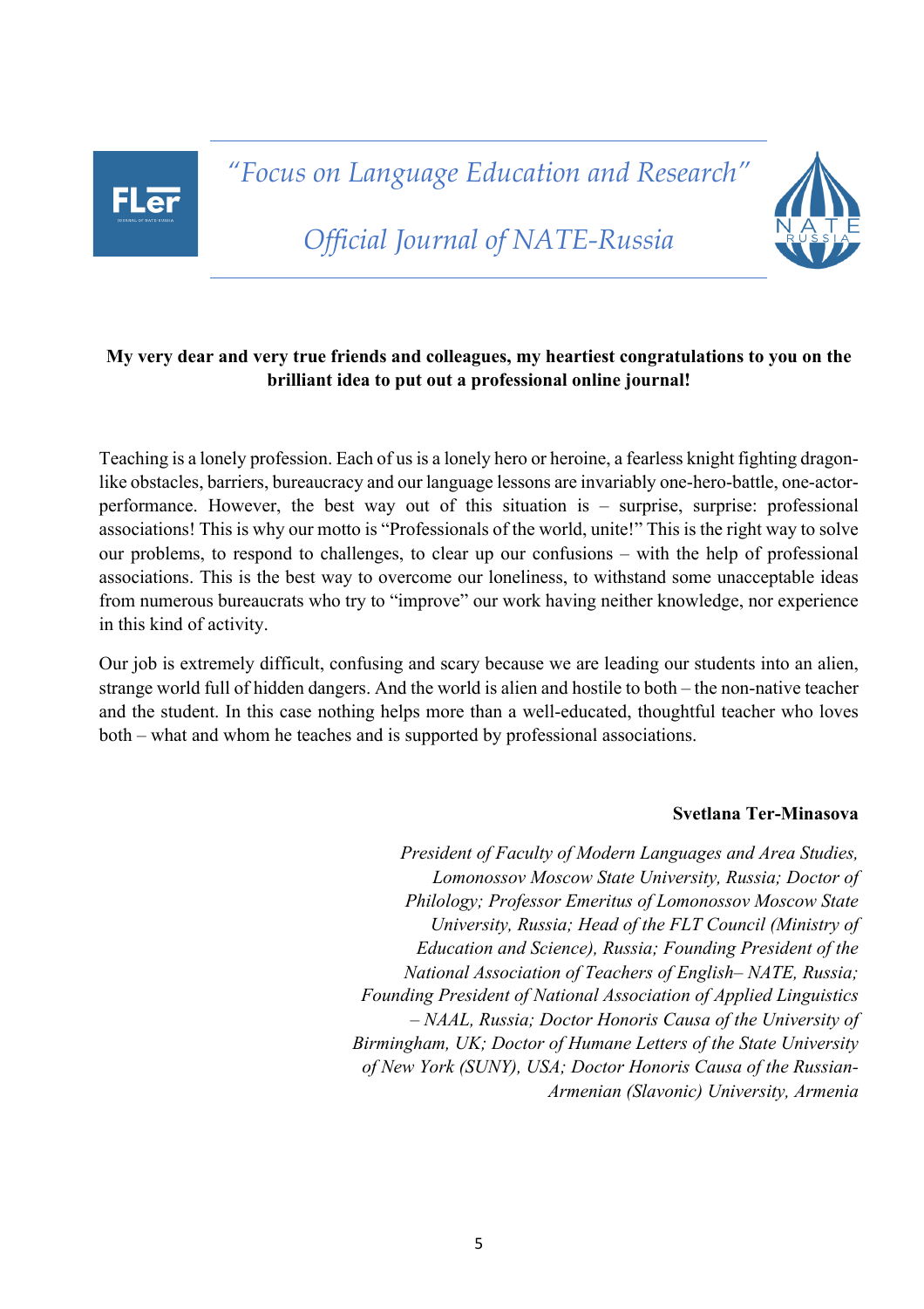**My very dear and very true friends and colleagues, my heartiest congratulations to you on the brilliant idea to put out a professional online journal!**

Teaching is a lonely profession. Each of us is a lonely hero or heroine, a fearless knight fighting dragon-like obstacles, barriers, bureaucracy and our language lessons are invariably one-hero-battle, one-actor-performance. However, the best way out of this situation is – surprise, surprise: professional associations! This is why our motto is "Professionals of the world, unite!" This is the right way to solve our problems, to respond to challenges, to clear up our confusions – with the help of professional associations. This is the best way to overcome our loneliness, to withstand some unacceptable ideas from numerous bureaucrats who try to "improve" our work having neither knowledge, nor experience in this kind of activity.

Our job is extremely difficult, confusing and scary because we are leading our students into an alien, strange world full of hidden dangers. And the world is alien and hostile to both – the non-native teacher and the student. In this case nothing helps more than a well-educated, thoughtful teacher who loves both – what and whom he teaches and is supported by professional associations.

**Svetlana Ter-Minasova**

*President of Faculty of Modern Languages and Area Studies, Lomonossov Moscow State University, Russia; Doctor of Philology; Professor Emeritus of Lomonossov Moscow State University, Russia; Head of the FLT Council (Ministry of Education and Science), Russia; Founding President of the National Association of Teachers of English– NATE, Russia; Founding President of National Association of Applied Linguistics – NAAL, Russia; Doctor Honoris Causa of the University of Birmingham, UK; Doctor of Humane Letters of the State University of New York (SUNY), USA; Doctor Honoris Causa of the Russian-Armenian (Slavonic) University, Armenia*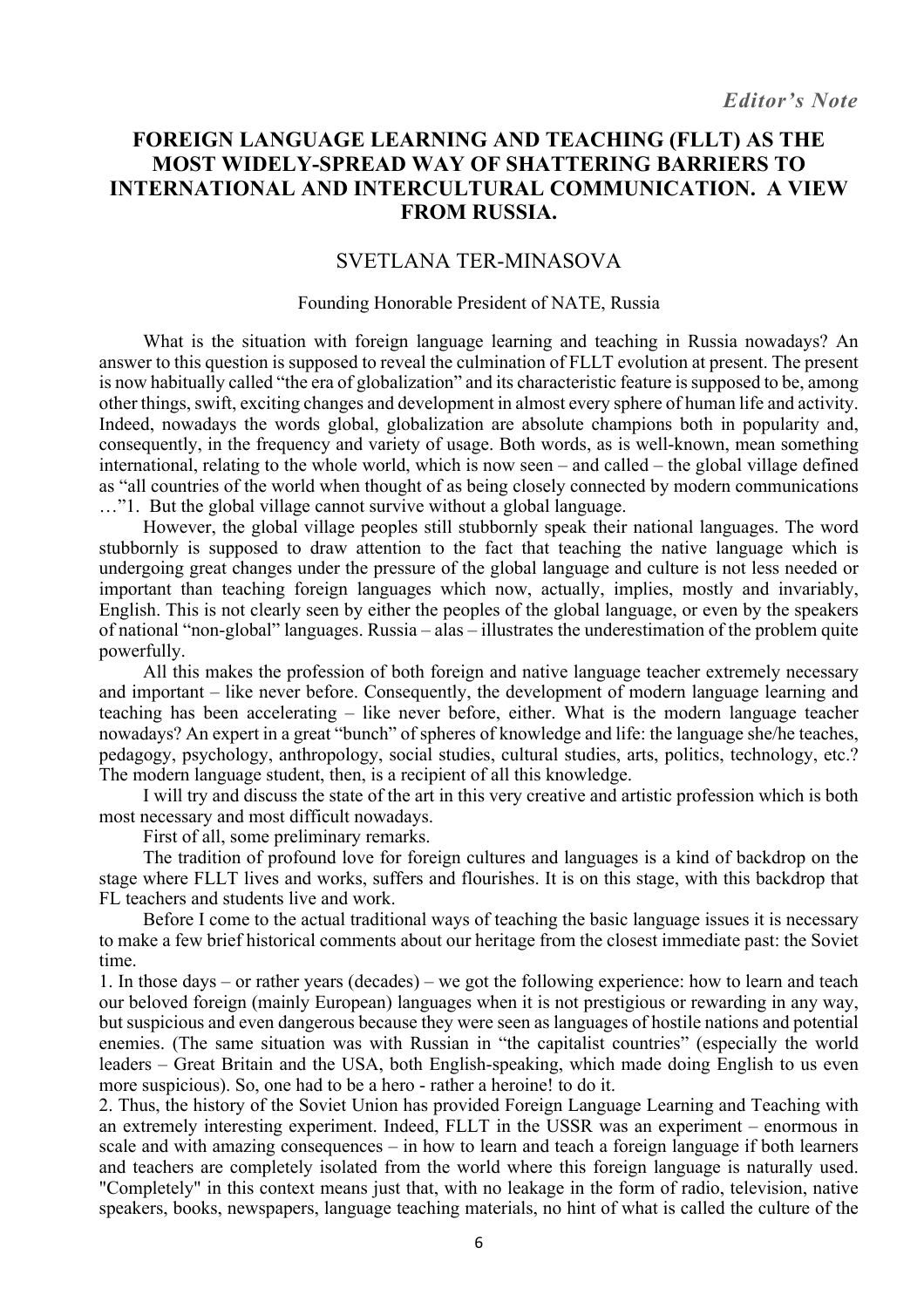*Editor's Note*

# FOREIGN LANGUAGE LEARNING AND TEACHING (FLLT) AS THE MOST WIDELY-SPREAD WAY OF SHATTERING BARRIERS TO INTERNATIONAL AND INTERCULTURAL COMMUNICATION. A VIEW FROM RUSSIA.

SVETLANA TER-MINASOVA

Founding Honorable President of NATE, Russia

What is the situation with foreign language learning and teaching in Russia nowadays? An answer to this question is supposed to reveal the culmination of FLLT evolution at present. The present is now habitually called "the era of globalization" and its characteristic feature is supposed to be, among other things, swift, exciting changes and development in almost every sphere of human life and activity. Indeed, nowadays the words global, globalization are absolute champions both in popularity and, consequently, in the frequency and variety of usage. Both words, as is well-known, mean something international, relating to the whole world, which is now seen – and called – the global village defined as "all countries of the world when thought of as being closely connected by modern communications …"1. But the global village cannot survive without a global language.

However, the global village peoples still stubbornly speak their national languages. The word stubbornly is supposed to draw attention to the fact that teaching the native language which is undergoing great changes under the pressure of the global language and culture is not less needed or important than teaching foreign languages which now, actually, implies, mostly and invariably, English. This is not clearly seen by either the peoples of the global language, or even by the speakers of national "non-global" languages. Russia – alas – illustrates the underestimation of the problem quite powerfully.

All this makes the profession of both foreign and native language teacher extremely necessary and important – like never before. Consequently, the development of modern language learning and teaching has been accelerating – like never before, either. What is the modern language teacher nowadays? An expert in a great "bunch" of spheres of knowledge and life: the language she/he teaches, pedagogy, psychology, anthropology, social studies, cultural studies, arts, politics, technology, etc.? The modern language student, then, is a recipient of all this knowledge.

I will try and discuss the state of the art in this very creative and artistic profession which is both most necessary and most difficult nowadays.

First of all, some preliminary remarks.

The tradition of profound love for foreign cultures and languages is a kind of backdrop on the stage where FLLT lives and works, suffers and flourishes. It is on this stage, with this backdrop that FL teachers and students live and work.

Before I come to the actual traditional ways of teaching the basic language issues it is necessary to make a few brief historical comments about our heritage from the closest immediate past: the Soviet time.

1. In those days – or rather years (decades) – we got the following experience: how to learn and teach our beloved foreign (mainly European) languages when it is not prestigious or rewarding in any way, but suspicious and even dangerous because they were seen as languages of hostile nations and potential enemies. (The same situation was with Russian in "the capitalist countries" (especially the world leaders – Great Britain and the USA, both English-speaking, which made doing English to us even more suspicious). So, one had to be a hero - rather a heroine! to do it.
2. Thus, the history of the Soviet Union has provided Foreign Language Learning and Teaching with an extremely interesting experiment. Indeed, FLLT in the USSR was an experiment – enormous in scale and with amazing consequences – in how to learn and teach a foreign language if both learners and teachers are completely isolated from the world where this foreign language is naturally used. "Completely" in this context means just that, with no leakage in the form of radio, television, native speakers, books, newspapers, language teaching materials, no hint of what is called the culture of the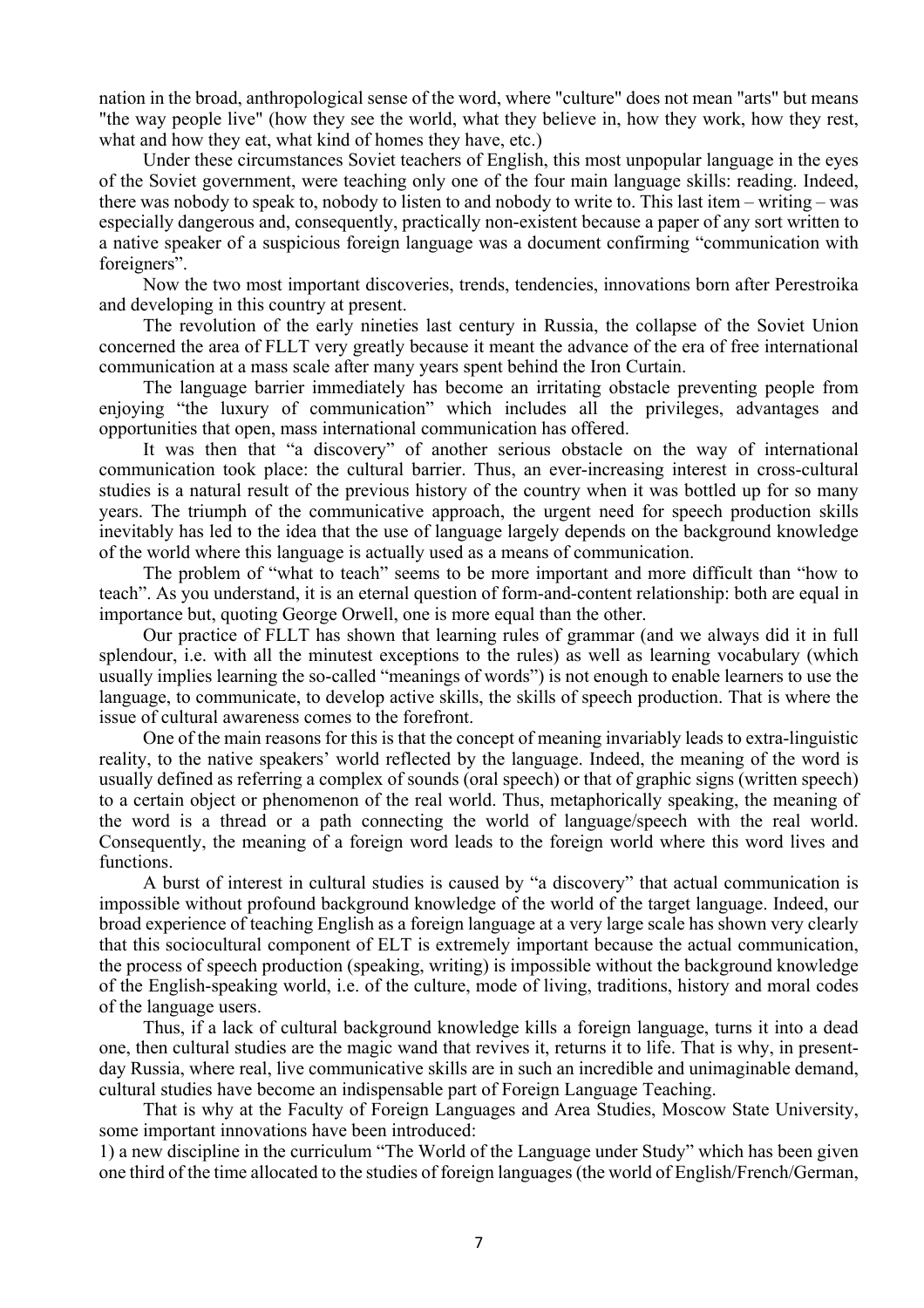nation in the broad, anthropological sense of the word, where "culture" does not mean "arts" but means "the way people live" (how they see the world, what they believe in, how they work, how they rest, what and how they eat, what kind of homes they have, etc.)

Under these circumstances Soviet teachers of English, this most unpopular language in the eyes of the Soviet government, were teaching only one of the four main language skills: reading. Indeed, there was nobody to speak to, nobody to listen to and nobody to write to. This last item – writing – was especially dangerous and, consequently, practically non-existent because a paper of any sort written to a native speaker of a suspicious foreign language was a document confirming "communication with foreigners".

Now the two most important discoveries, trends, tendencies, innovations born after Perestroika and developing in this country at present.

The revolution of the early nineties last century in Russia, the collapse of the Soviet Union concerned the area of FLLT very greatly because it meant the advance of the era of free international communication at a mass scale after many years spent behind the Iron Curtain.

The language barrier immediately has become an irritating obstacle preventing people from enjoying "the luxury of communication" which includes all the privileges, advantages and opportunities that open, mass international communication has offered.

It was then that "a discovery" of another serious obstacle on the way of international communication took place: the cultural barrier. Thus, an ever-increasing interest in cross-cultural studies is a natural result of the previous history of the country when it was bottled up for so many years. The triumph of the communicative approach, the urgent need for speech production skills inevitably has led to the idea that the use of language largely depends on the background knowledge of the world where this language is actually used as a means of communication.

The problem of "what to teach" seems to be more important and more difficult than "how to teach". As you understand, it is an eternal question of form-and-content relationship: both are equal in importance but, quoting George Orwell, one is more equal than the other.

Our practice of FLLT has shown that learning rules of grammar (and we always did it in full splendour, i.e. with all the minutest exceptions to the rules) as well as learning vocabulary (which usually implies learning the so-called "meanings of words") is not enough to enable learners to use the language, to communicate, to develop active skills, the skills of speech production. That is where the issue of cultural awareness comes to the forefront.

One of the main reasons for this is that the concept of meaning invariably leads to extra-linguistic reality, to the native speakers' world reflected by the language. Indeed, the meaning of the word is usually defined as referring a complex of sounds (oral speech) or that of graphic signs (written speech) to a certain object or phenomenon of the real world. Thus, metaphorically speaking, the meaning of the word is a thread or a path connecting the world of language/speech with the real world. Consequently, the meaning of a foreign word leads to the foreign world where this word lives and functions.

A burst of interest in cultural studies is caused by "a discovery" that actual communication is impossible without profound background knowledge of the world of the target language. Indeed, our broad experience of teaching English as a foreign language at a very large scale has shown very clearly that this sociocultural component of ELT is extremely important because the actual communication, the process of speech production (speaking, writing) is impossible without the background knowledge of the English-speaking world, i.e. of the culture, mode of living, traditions, history and moral codes of the language users.

Thus, if a lack of cultural background knowledge kills a foreign language, turns it into a dead one, then cultural studies are the magic wand that revives it, returns it to life. That is why, in present-day Russia, where real, live communicative skills are in such an incredible and unimaginable demand, cultural studies have become an indispensable part of Foreign Language Teaching.

That is why at the Faculty of Foreign Languages and Area Studies, Moscow State University, some important innovations have been introduced:

1) a new discipline in the curriculum "The World of the Language under Study" which has been given one third of the time allocated to the studies of foreign languages (the world of English/French/German,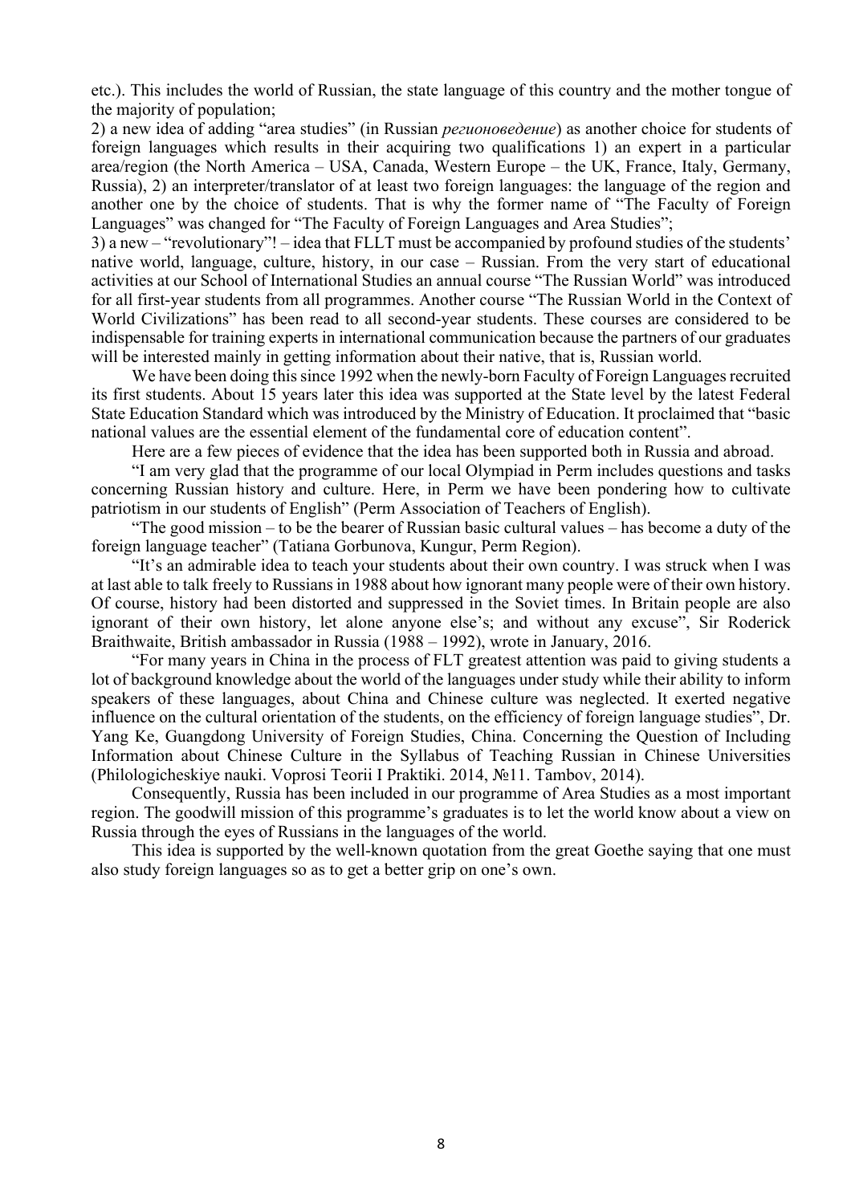etc.). This includes the world of Russian, the state language of this country and the mother tongue of the majority of population;

2) a new idea of adding "area studies" (in Russian *регионоведение*) as another choice for students of foreign languages which results in their acquiring two qualifications 1) an expert in a particular area/region (the North America – USA, Canada, Western Europe – the UK, France, Italy, Germany, Russia), 2) an interpreter/translator of at least two foreign languages: the language of the region and another one by the choice of students. That is why the former name of "The Faculty of Foreign Languages" was changed for "The Faculty of Foreign Languages and Area Studies";

3) a new – "revolutionary"! – idea that FLLT must be accompanied by profound studies of the students' native world, language, culture, history, in our case – Russian. From the very start of educational activities at our School of International Studies an annual course "The Russian World" was introduced for all first-year students from all programmes. Another course "The Russian World in the Context of World Civilizations" has been read to all second-year students. These courses are considered to be indispensable for training experts in international communication because the partners of our graduates will be interested mainly in getting information about their native, that is, Russian world.

We have been doing this since 1992 when the newly-born Faculty of Foreign Languages recruited its first students. About 15 years later this idea was supported at the State level by the latest Federal State Education Standard which was introduced by the Ministry of Education. It proclaimed that "basic national values are the essential element of the fundamental core of education content".

Here are a few pieces of evidence that the idea has been supported both in Russia and abroad.

"I am very glad that the programme of our local Olympiad in Perm includes questions and tasks concerning Russian history and culture. Here, in Perm we have been pondering how to cultivate patriotism in our students of English" (Perm Association of Teachers of English).

"The good mission – to be the bearer of Russian basic cultural values – has become a duty of the foreign language teacher" (Tatiana Gorbunova, Kungur, Perm Region).

"It's an admirable idea to teach your students about their own country. I was struck when I was at last able to talk freely to Russians in 1988 about how ignorant many people were of their own history. Of course, history had been distorted and suppressed in the Soviet times. In Britain people are also ignorant of their own history, let alone anyone else's; and without any excuse", Sir Roderick Braithwaite, British ambassador in Russia (1988 – 1992), wrote in January, 2016.

"For many years in China in the process of FLT greatest attention was paid to giving students a lot of background knowledge about the world of the languages under study while their ability to inform speakers of these languages, about China and Chinese culture was neglected. It exerted negative influence on the cultural orientation of the students, on the efficiency of foreign language studies", Dr. Yang Ke, Guangdong University of Foreign Studies, China. Concerning the Question of Including Information about Chinese Culture in the Syllabus of Teaching Russian in Chinese Universities (Philologicheskiye nauki. Voprosi Teorii I Praktiki. 2014, №11. Tambov, 2014).

Consequently, Russia has been included in our programme of Area Studies as a most important region. The goodwill mission of this programme's graduates is to let the world know about a view on Russia through the eyes of Russians in the languages of the world.

This idea is supported by the well-known quotation from the great Goethe saying that one must also study foreign languages so as to get a better grip on one's own.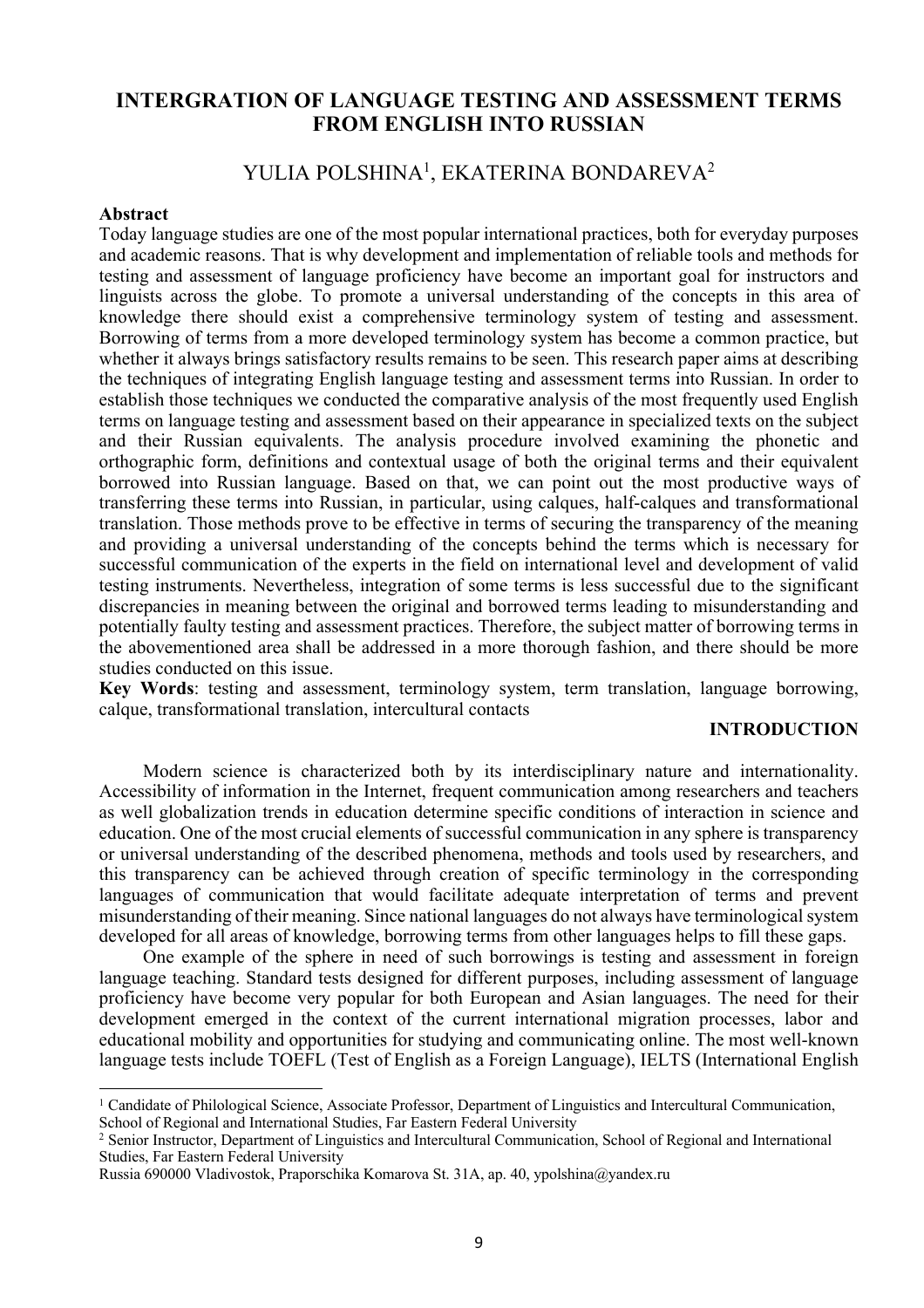# INTERGRATION OF LANGUAGE TESTING AND ASSESSMENT TERMS FROM ENGLISH INTO RUSSIAN

YULIA POLSHINA[1], EKATERINA BONDAREVA[2]

**Abstract**

Today language studies are one of the most popular international practices, both for everyday purposes and academic reasons. That is why development and implementation of reliable tools and methods for testing and assessment of language proficiency have become an important goal for instructors and linguists across the globe. To promote a universal understanding of the concepts in this area of knowledge there should exist a comprehensive terminology system of testing and assessment. Borrowing of terms from a more developed terminology system has become a common practice, but whether it always brings satisfactory results remains to be seen. This research paper aims at describing the techniques of integrating English language testing and assessment terms into Russian. In order to establish those techniques we conducted the comparative analysis of the most frequently used English terms on language testing and assessment based on their appearance in specialized texts on the subject and their Russian equivalents. The analysis procedure involved examining the phonetic and orthographic form, definitions and contextual usage of both the original terms and their equivalent borrowed into Russian language. Based on that, we can point out the most productive ways of transferring these terms into Russian, in particular, using calques, half-calques and transformational translation. Those methods prove to be effective in terms of securing the transparency of the meaning and providing a universal understanding of the concepts behind the terms which is necessary for successful communication of the experts in the field on international level and development of valid testing instruments. Nevertheless, integration of some terms is less successful due to the significant discrepancies in meaning between the original and borrowed terms leading to misunderstanding and potentially faulty testing and assessment practices. Therefore, the subject matter of borrowing terms in the abovementioned area shall be addressed in a more thorough fashion, and there should be more studies conducted on this issue.

**Key Words**: testing and assessment, terminology system, term translation, language borrowing, calque, transformational translation, intercultural contacts

## INTRODUCTION

Modern science is characterized both by its interdisciplinary nature and internationality. Accessibility of information in the Internet, frequent communication among researchers and teachers as well globalization trends in education determine specific conditions of interaction in science and education. One of the most crucial elements of successful communication in any sphere is transparency or universal understanding of the described phenomena, methods and tools used by researchers, and this transparency can be achieved through creation of specific terminology in the corresponding languages of communication that would facilitate adequate interpretation of terms and prevent misunderstanding of their meaning. Since national languages do not always have terminological system developed for all areas of knowledge, borrowing terms from other languages helps to fill these gaps.

One example of the sphere in need of such borrowings is testing and assessment in foreign language teaching. Standard tests designed for different purposes, including assessment of language proficiency have become very popular for both European and Asian languages. The need for their development emerged in the context of the current international migration processes, labor and educational mobility and opportunities for studying and communicating online. The most well-known language tests include TOEFL (Test of English as a Foreign Language), IELTS (International English

---

[1] Candidate of Philological Science, Associate Professor, Department of Linguistics and Intercultural Communication, School of Regional and International Studies, Far Eastern Federal University

[2] Senior Instructor, Department of Linguistics and Intercultural Communication, School of Regional and International Studies, Far Eastern Federal University

Russia 690000 Vladivostok, Praporschika Komarova St. 31A, ap. 40, ypolshina@yandex.ru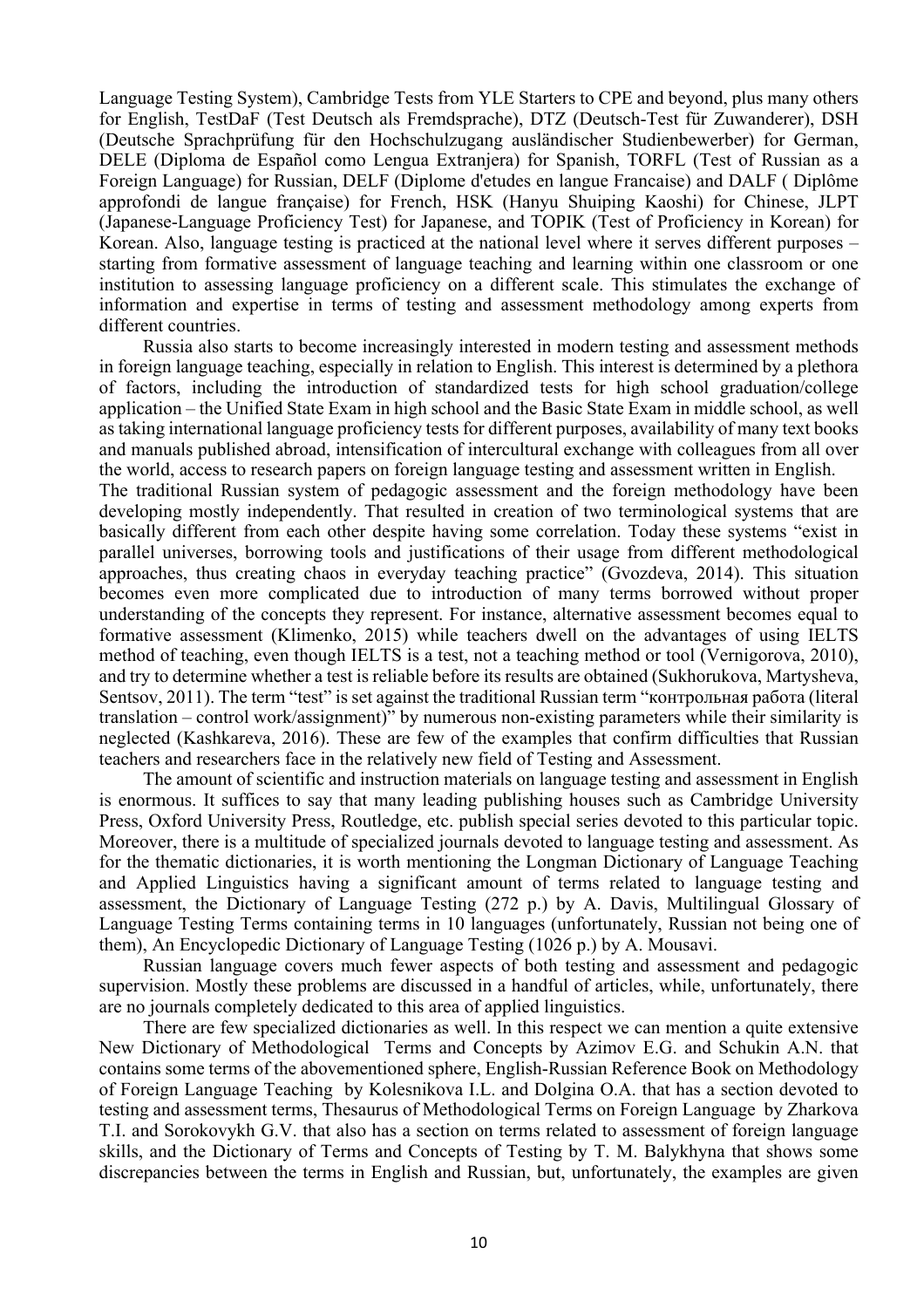Language Testing System), Cambridge Tests from YLE Starters to CPE and beyond, plus many others for English, TestDaF (Test Deutsch als Fremdsprache), DTZ (Deutsch-Test für Zuwanderer), DSH (Deutsche Sprachprüfung für den Hochschulzugang ausländischer Studienbewerber) for German, DELE (Diploma de Español como Lengua Extranjera) for Spanish, TORFL (Test of Russian as a Foreign Language) for Russian, DELF (Diplome d'etudes en langue Francaise) and DALF ( Diplôme approfondi de langue française) for French, HSK (Hanyu Shuiping Kaoshi) for Chinese, JLPT (Japanese-Language Proficiency Test) for Japanese, and TOPIK (Test of Proficiency in Korean) for Korean. Also, language testing is practiced at the national level where it serves different purposes – starting from formative assessment of language teaching and learning within one classroom or one institution to assessing language proficiency on a different scale. This stimulates the exchange of information and expertise in terms of testing and assessment methodology among experts from different countries.

Russia also starts to become increasingly interested in modern testing and assessment methods in foreign language teaching, especially in relation to English. This interest is determined by a plethora of factors, including the introduction of standardized tests for high school graduation/college application – the Unified State Exam in high school and the Basic State Exam in middle school, as well as taking international language proficiency tests for different purposes, availability of many text books and manuals published abroad, intensification of intercultural exchange with colleagues from all over the world, access to research papers on foreign language testing and assessment written in English.

The traditional Russian system of pedagogic assessment and the foreign methodology have been developing mostly independently. That resulted in creation of two terminological systems that are basically different from each other despite having some correlation. Today these systems "exist in parallel universes, borrowing tools and justifications of their usage from different methodological approaches, thus creating chaos in everyday teaching practice" (Gvozdeva, 2014). This situation becomes even more complicated due to introduction of many terms borrowed without proper understanding of the concepts they represent. For instance, alternative assessment becomes equal to formative assessment (Klimenko, 2015) while teachers dwell on the advantages of using IELTS method of teaching, even though IELTS is a test, not a teaching method or tool (Vernigorova, 2010), and try to determine whether a test is reliable before its results are obtained (Sukhorukova, Martysheva, Sentsov, 2011). The term "test" is set against the traditional Russian term "контрольная работа (literal translation – control work/assignment)" by numerous non-existing parameters while their similarity is neglected (Kashkareva, 2016). These are few of the examples that confirm difficulties that Russian teachers and researchers face in the relatively new field of Testing and Assessment.

The amount of scientific and instruction materials on language testing and assessment in English is enormous. It suffices to say that many leading publishing houses such as Cambridge University Press, Oxford University Press, Routledge, etc. publish special series devoted to this particular topic. Moreover, there is a multitude of specialized journals devoted to language testing and assessment. As for the thematic dictionaries, it is worth mentioning the Longman Dictionary of Language Teaching and Applied Linguistics having a significant amount of terms related to language testing and assessment, the Dictionary of Language Testing (272 p.) by A. Davis, Multilingual Glossary of Language Testing Terms containing terms in 10 languages (unfortunately, Russian not being one of them), An Encyclopedic Dictionary of Language Testing (1026 p.) by A. Mousavi.

Russian language covers much fewer aspects of both testing and assessment and pedagogic supervision. Mostly these problems are discussed in a handful of articles, while, unfortunately, there are no journals completely dedicated to this area of applied linguistics.

There are few specialized dictionaries as well. In this respect we can mention a quite extensive New Dictionary of Methodological Terms and Concepts by Azimov E.G. and Schukin A.N. that contains some terms of the abovementioned sphere, English-Russian Reference Book on Methodology of Foreign Language Teaching by Kolesnikova I.L. and Dolgina O.A. that has a section devoted to testing and assessment terms, Thesaurus of Methodological Terms on Foreign Language by Zharkova T.I. and Sorokovykh G.V. that also has a section on terms related to assessment of foreign language skills, and the Dictionary of Terms and Concepts of Testing by T. M. Balykhyna that shows some discrepancies between the terms in English and Russian, but, unfortunately, the examples are given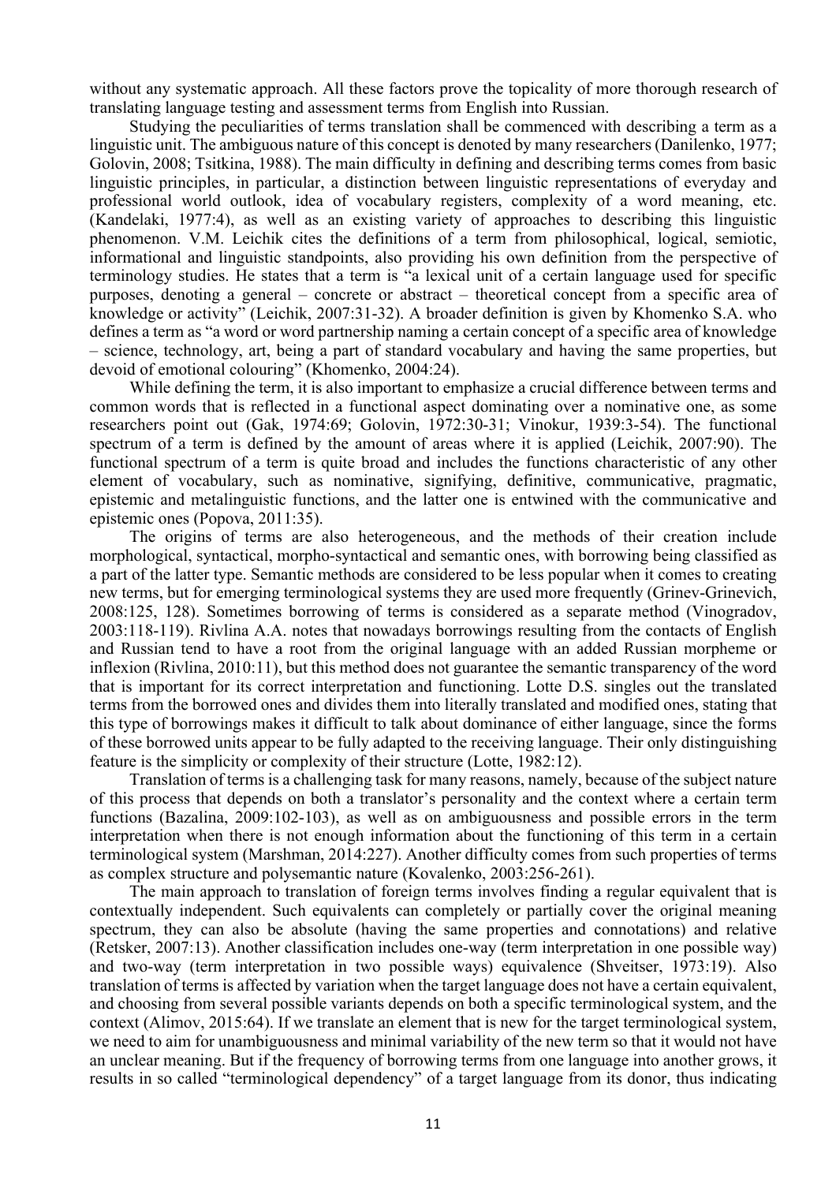without any systematic approach. All these factors prove the topicality of more thorough research of translating language testing and assessment terms from English into Russian.

Studying the peculiarities of terms translation shall be commenced with describing a term as a linguistic unit. The ambiguous nature of this concept is denoted by many researchers (Danilenko, 1977; Golovin, 2008; Tsitkina, 1988). The main difficulty in defining and describing terms comes from basic linguistic principles, in particular, a distinction between linguistic representations of everyday and professional world outlook, idea of vocabulary registers, complexity of a word meaning, etc. (Kandelaki, 1977:4), as well as an existing variety of approaches to describing this linguistic phenomenon. V.M. Leichik cites the definitions of a term from philosophical, logical, semiotic, informational and linguistic standpoints, also providing his own definition from the perspective of terminology studies. He states that a term is "a lexical unit of a certain language used for specific purposes, denoting a general – concrete or abstract – theoretical concept from a specific area of knowledge or activity" (Leichik, 2007:31-32). A broader definition is given by Khomenko S.A. who defines a term as "a word or word partnership naming a certain concept of a specific area of knowledge – science, technology, art, being a part of standard vocabulary and having the same properties, but devoid of emotional colouring" (Khomenko, 2004:24).

While defining the term, it is also important to emphasize a crucial difference between terms and common words that is reflected in a functional aspect dominating over a nominative one, as some researchers point out (Gak, 1974:69; Golovin, 1972:30-31; Vinokur, 1939:3-54). The functional spectrum of a term is defined by the amount of areas where it is applied (Leichik, 2007:90). The functional spectrum of a term is quite broad and includes the functions characteristic of any other element of vocabulary, such as nominative, signifying, definitive, communicative, pragmatic, epistemic and metalinguistic functions, and the latter one is entwined with the communicative and epistemic ones (Popova, 2011:35).

The origins of terms are also heterogeneous, and the methods of their creation include morphological, syntactical, morpho-syntactical and semantic ones, with borrowing being classified as a part of the latter type. Semantic methods are considered to be less popular when it comes to creating new terms, but for emerging terminological systems they are used more frequently (Grinev-Grinevich, 2008:125, 128). Sometimes borrowing of terms is considered as a separate method (Vinogradov, 2003:118-119). Rivlina A.A. notes that nowadays borrowings resulting from the contacts of English and Russian tend to have a root from the original language with an added Russian morpheme or inflexion (Rivlina, 2010:11), but this method does not guarantee the semantic transparency of the word that is important for its correct interpretation and functioning. Lotte D.S. singles out the translated terms from the borrowed ones and divides them into literally translated and modified ones, stating that this type of borrowings makes it difficult to talk about dominance of either language, since the forms of these borrowed units appear to be fully adapted to the receiving language. Their only distinguishing feature is the simplicity or complexity of their structure (Lotte, 1982:12).

Translation of terms is a challenging task for many reasons, namely, because of the subject nature of this process that depends on both a translator's personality and the context where a certain term functions (Bazalina, 2009:102-103), as well as on ambiguousness and possible errors in the term interpretation when there is not enough information about the functioning of this term in a certain terminological system (Marshman, 2014:227). Another difficulty comes from such properties of terms as complex structure and polysemantic nature (Kovalenko, 2003:256-261).

The main approach to translation of foreign terms involves finding a regular equivalent that is contextually independent. Such equivalents can completely or partially cover the original meaning spectrum, they can also be absolute (having the same properties and connotations) and relative (Retsker, 2007:13). Another classification includes one-way (term interpretation in one possible way) and two-way (term interpretation in two possible ways) equivalence (Shveitser, 1973:19). Also translation of terms is affected by variation when the target language does not have a certain equivalent, and choosing from several possible variants depends on both a specific terminological system, and the context (Alimov, 2015:64). If we translate an element that is new for the target terminological system, we need to aim for unambiguousness and minimal variability of the new term so that it would not have an unclear meaning. But if the frequency of borrowing terms from one language into another grows, it results in so called "terminological dependency" of a target language from its donor, thus indicating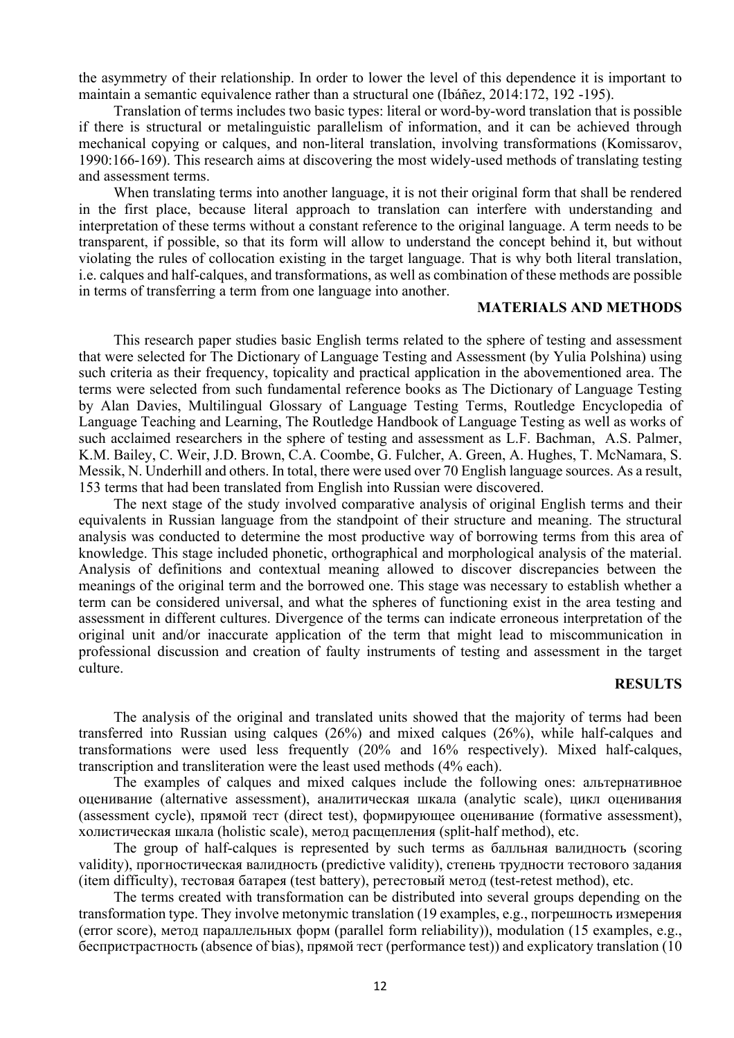the asymmetry of their relationship. In order to lower the level of this dependence it is important to maintain a semantic equivalence rather than a structural one (Ibáñez, 2014:172, 192 -195).

Translation of terms includes two basic types: literal or word-by-word translation that is possible if there is structural or metalinguistic parallelism of information, and it can be achieved through mechanical copying or calques, and non-literal translation, involving transformations (Komissarov, 1990:166-169). This research aims at discovering the most widely-used methods of translating testing and assessment terms.

When translating terms into another language, it is not their original form that shall be rendered in the first place, because literal approach to translation can interfere with understanding and interpretation of these terms without a constant reference to the original language. A term needs to be transparent, if possible, so that its form will allow to understand the concept behind it, but without violating the rules of collocation existing in the target language. That is why both literal translation, i.e. calques and half-calques, and transformations, as well as combination of these methods are possible in terms of transferring a term from one language into another.

## MATERIALS AND METHODS

This research paper studies basic English terms related to the sphere of testing and assessment that were selected for The Dictionary of Language Testing and Assessment (by Yulia Polshina) using such criteria as their frequency, topicality and practical application in the abovementioned area. The terms were selected from such fundamental reference books as The Dictionary of Language Testing by Alan Davies, Multilingual Glossary of Language Testing Terms, Routledge Encyclopedia of Language Teaching and Learning, The Routledge Handbook of Language Testing as well as works of such acclaimed researchers in the sphere of testing and assessment as L.F. Bachman, A.S. Palmer, K.M. Bailey, C. Weir, J.D. Brown, C.A. Coombe, G. Fulcher, A. Green, A. Hughes, T. McNamara, S. Messik, N. Underhill and others. In total, there were used over 70 English language sources. As a result, 153 terms that had been translated from English into Russian were discovered.

The next stage of the study involved comparative analysis of original English terms and their equivalents in Russian language from the standpoint of their structure and meaning. The structural analysis was conducted to determine the most productive way of borrowing terms from this area of knowledge. This stage included phonetic, orthographical and morphological analysis of the material. Analysis of definitions and contextual meaning allowed to discover discrepancies between the meanings of the original term and the borrowed one. This stage was necessary to establish whether a term can be considered universal, and what the spheres of functioning exist in the area testing and assessment in different cultures. Divergence of the terms can indicate erroneous interpretation of the original unit and/or inaccurate application of the term that might lead to miscommunication in professional discussion and creation of faulty instruments of testing and assessment in the target culture.

## RESULTS

The analysis of the original and translated units showed that the majority of terms had been transferred into Russian using calques (26%) and mixed calques (26%), while half-calques and transformations were used less frequently (20% and 16% respectively). Mixed half-calques, transcription and transliteration were the least used methods (4% each).

The examples of calques and mixed calques include the following ones: альтернативное оценивание (alternative assessment), аналитическая шкала (analytic scale), цикл оценивания (assessment cycle), прямой тест (direct test), формирующее оценивание (formative assessment), холистическая шкала (holistic scale), метод расщепления (split-half method), etc.

The group of half-calques is represented by such terms as балльная валидность (scoring validity), прогностическая валидность (predictive validity), степень трудности тестового задания (item difficulty), тестовая батарея (test battery), ретестовый метод (test-retest method), etc.

The terms created with transformation can be distributed into several groups depending on the transformation type. They involve metonymic translation (19 examples, e.g., погрешность измерения (error score), метод параллельных форм (parallel form reliability)), modulation (15 examples, e.g., беспристрастность (absence of bias), прямой тест (performance test)) and explicatory translation (10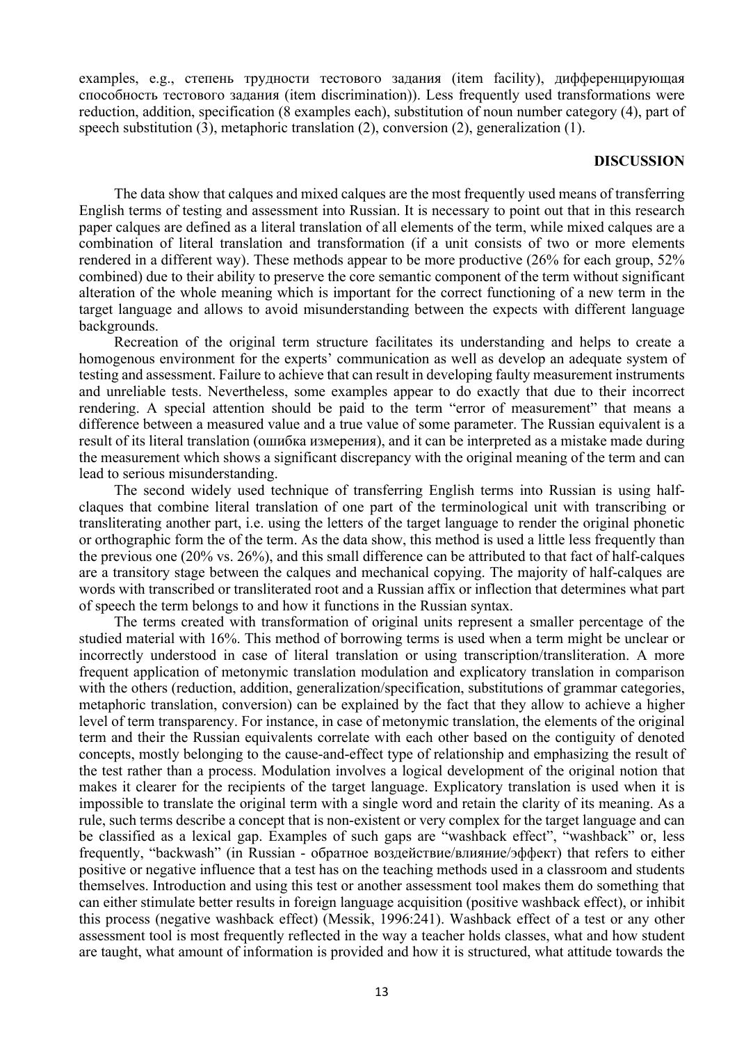examples, e.g., степень трудности тестового задания (item facility), дифференцирующая способность тестового задания (item discrimination)). Less frequently used transformations were reduction, addition, specification (8 examples each), substitution of noun number category (4), part of speech substitution (3), metaphoric translation (2), conversion (2), generalization (1).

## DISCUSSION

The data show that calques and mixed calques are the most frequently used means of transferring English terms of testing and assessment into Russian. It is necessary to point out that in this research paper calques are defined as a literal translation of all elements of the term, while mixed calques are a combination of literal translation and transformation (if a unit consists of two or more elements rendered in a different way). These methods appear to be more productive (26% for each group, 52% combined) due to their ability to preserve the core semantic component of the term without significant alteration of the whole meaning which is important for the correct functioning of a new term in the target language and allows to avoid misunderstanding between the expects with different language backgrounds.

Recreation of the original term structure facilitates its understanding and helps to create a homogenous environment for the experts' communication as well as develop an adequate system of testing and assessment. Failure to achieve that can result in developing faulty measurement instruments and unreliable tests. Nevertheless, some examples appear to do exactly that due to their incorrect rendering. A special attention should be paid to the term "error of measurement" that means a difference between a measured value and a true value of some parameter. The Russian equivalent is a result of its literal translation (ошибка измерения), and it can be interpreted as a mistake made during the measurement which shows a significant discrepancy with the original meaning of the term and can lead to serious misunderstanding.

The second widely used technique of transferring English terms into Russian is using half-claques that combine literal translation of one part of the terminological unit with transcribing or transliterating another part, i.e. using the letters of the target language to render the original phonetic or orthographic form the of the term. As the data show, this method is used a little less frequently than the previous one (20% vs. 26%), and this small difference can be attributed to that fact of half-calques are a transitory stage between the calques and mechanical copying. The majority of half-calques are words with transcribed or transliterated root and a Russian affix or inflection that determines what part of speech the term belongs to and how it functions in the Russian syntax.

The terms created with transformation of original units represent a smaller percentage of the studied material with 16%. This method of borrowing terms is used when a term might be unclear or incorrectly understood in case of literal translation or using transcription/transliteration. A more frequent application of metonymic translation modulation and explicatory translation in comparison with the others (reduction, addition, generalization/specification, substitutions of grammar categories, metaphoric translation, conversion) can be explained by the fact that they allow to achieve a higher level of term transparency. For instance, in case of metonymic translation, the elements of the original term and their the Russian equivalents correlate with each other based on the contiguity of denoted concepts, mostly belonging to the cause-and-effect type of relationship and emphasizing the result of the test rather than a process. Modulation involves a logical development of the original notion that makes it clearer for the recipients of the target language. Explicatory translation is used when it is impossible to translate the original term with a single word and retain the clarity of its meaning. As a rule, such terms describe a concept that is non-existent or very complex for the target language and can be classified as a lexical gap. Examples of such gaps are "washback effect", "washback" or, less frequently, "backwash" (in Russian - обратное воздействие/влияние/эффект) that refers to either positive or negative influence that a test has on the teaching methods used in a classroom and students themselves. Introduction and using this test or another assessment tool makes them do something that can either stimulate better results in foreign language acquisition (positive washback effect), or inhibit this process (negative washback effect) (Messik, 1996:241). Washback effect of a test or any other assessment tool is most frequently reflected in the way a teacher holds classes, what and how student are taught, what amount of information is provided and how it is structured, what attitude towards the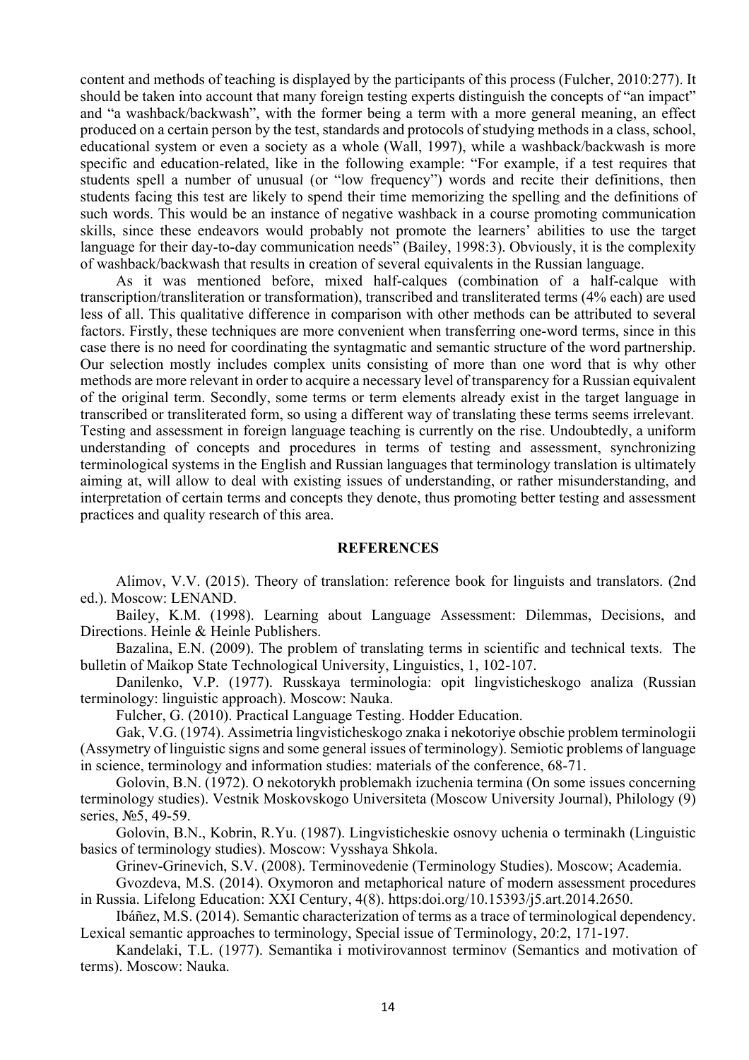content and methods of teaching is displayed by the participants of this process (Fulcher, 2010:277). It should be taken into account that many foreign testing experts distinguish the concepts of "an impact" and "a washback/backwash", with the former being a term with a more general meaning, an effect produced on a certain person by the test, standards and protocols of studying methods in a class, school, educational system or even a society as a whole (Wall, 1997), while a washback/backwash is more specific and education-related, like in the following example: "For example, if a test requires that students spell a number of unusual (or "low frequency") words and recite their definitions, then students facing this test are likely to spend their time memorizing the spelling and the definitions of such words. This would be an instance of negative washback in a course promoting communication skills, since these endeavors would probably not promote the learners' abilities to use the target language for their day-to-day communication needs" (Bailey, 1998:3). Obviously, it is the complexity of washback/backwash that results in creation of several equivalents in the Russian language.

As it was mentioned before, mixed half-calques (combination of a half-calque with transcription/transliteration or transformation), transcribed and transliterated terms (4% each) are used less of all. This qualitative difference in comparison with other methods can be attributed to several factors. Firstly, these techniques are more convenient when transferring one-word terms, since in this case there is no need for coordinating the syntagmatic and semantic structure of the word partnership. Our selection mostly includes complex units consisting of more than one word that is why other methods are more relevant in order to acquire a necessary level of transparency for a Russian equivalent of the original term. Secondly, some terms or term elements already exist in the target language in transcribed or transliterated form, so using a different way of translating these terms seems irrelevant. Testing and assessment in foreign language teaching is currently on the rise. Undoubtedly, a uniform understanding of concepts and procedures in terms of testing and assessment, synchronizing terminological systems in the English and Russian languages that terminology translation is ultimately aiming at, will allow to deal with existing issues of understanding, or rather misunderstanding, and interpretation of certain terms and concepts they denote, thus promoting better testing and assessment practices and quality research of this area.

## REFERENCES

Alimov, V.V. (2015). Theory of translation: reference book for linguists and translators. (2nd ed.). Moscow: LENAND.

Bailey, K.M. (1998). Learning about Language Assessment: Dilemmas, Decisions, and Directions. Heinle & Heinle Publishers.

Bazalina, E.N. (2009). The problem of translating terms in scientific and technical texts. The bulletin of Maikop State Technological University, Linguistics, 1, 102-107.

Danilenko, V.P. (1977). Russkaya terminologia: opit lingvisticheskogo analiza (Russian terminology: linguistic approach). Moscow: Nauka.

Fulcher, G. (2010). Practical Language Testing. Hodder Education.

Gak, V.G. (1974). Assimetria lingvisticheskogo znaka i nekotoriye obschie problem terminologii (Assymetry of linguistic signs and some general issues of terminology). Semiotic problems of language in science, terminology and information studies: materials of the conference, 68-71.

Golovin, B.N. (1972). O nekotorykh problemakh izuchenia termina (On some issues concerning terminology studies). Vestnik Moskovskogo Universiteta (Moscow University Journal), Philology (9) series, №5, 49-59.

Golovin, B.N., Kobrin, R.Yu. (1987). Lingvisticheskie osnovy uchenia o terminakh (Linguistic basics of terminology studies). Moscow: Vysshaya Shkola.

Grinev-Grinevich, S.V. (2008). Terminovedenie (Terminology Studies). Moscow; Academia.

Gvozdeva, M.S. (2014). Oxymoron and metaphorical nature of modern assessment procedures in Russia. Lifelong Education: XXI Century, 4(8). https:doi.org/10.15393/j5.art.2014.2650.

Ibáñez, M.S. (2014). Semantic characterization of terms as a trace of terminological dependency. Lexical semantic approaches to terminology, Special issue of Terminology, 20:2, 171-197.

Kandelaki, T.L. (1977). Semantika i motivirovannost terminov (Semantics and motivation of terms). Moscow: Nauka.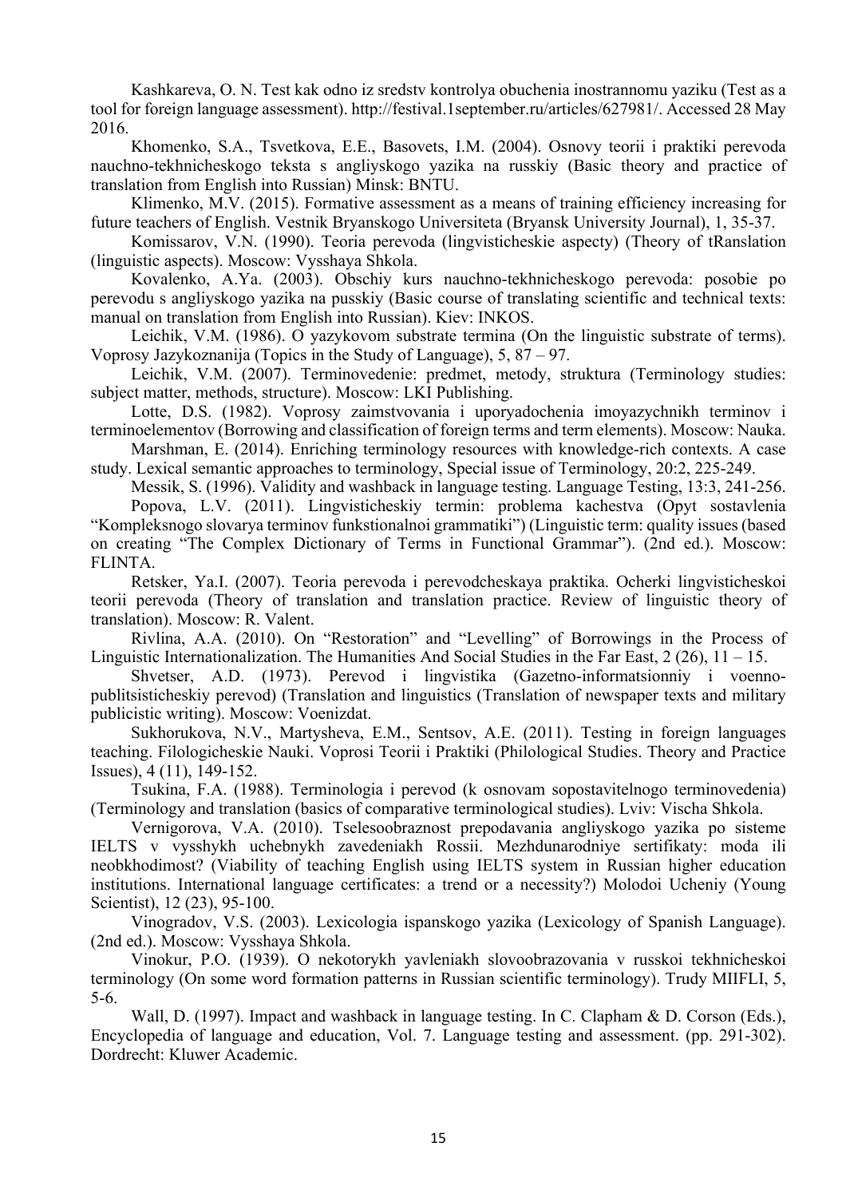Kashkareva, O. N. Test kak odno iz sredstv kontrolya obuchenia inostrannomu yaziku (Test as a tool for foreign language assessment). http://festival.1september.ru/articles/627981/. Accessed 28 May 2016.

Khomenko, S.A., Tsvetkova, E.E., Basovets, I.M. (2004). Osnovy teorii i praktiki perevoda nauchno-tekhnicheskogo teksta s angliyskogo yazika na russkiy (Basic theory and practice of translation from English into Russian) Minsk: BNTU.

Klimenko, M.V. (2015). Formative assessment as a means of training efficiency increasing for future teachers of English. Vestnik Bryanskogo Universiteta (Bryansk University Journal), 1, 35-37.

Komissarov, V.N. (1990). Teoria perevoda (lingvisticheskie aspecty) (Theory of tRanslation (linguistic aspects). Moscow: Vysshaya Shkola.

Kovalenko, A.Ya. (2003). Obschiy kurs nauchno-tekhnicheskogo perevoda: posobie po perevodu s angliyskogo yazika na pusskiy (Basic course of translating scientific and technical texts: manual on translation from English into Russian). Kiev: INKOS.

Leichik, V.M. (1986). O yazykovom substrate termina (On the linguistic substrate of terms). Voprosy Jazykoznanija (Topics in the Study of Language), 5, 87 – 97.

Leichik, V.M. (2007). Terminovedenie: predmet, metody, struktura (Terminology studies: subject matter, methods, structure). Moscow: LKI Publishing.

Lotte, D.S. (1982). Voprosy zaimstvovania i uporyadochenia imoyazychnikh terminov i terminoelementov (Borrowing and classification of foreign terms and term elements). Moscow: Nauka.

Marshman, E. (2014). Enriching terminology resources with knowledge-rich contexts. A case study. Lexical semantic approaches to terminology, Special issue of Terminology, 20:2, 225-249.

Messik, S. (1996). Validity and washback in language testing. Language Testing, 13:3, 241-256.

Popova, L.V. (2011). Lingvisticheskiy termin: problema kachestva (Opyt sostavlenia "Kompleksnogo slovarya terminov funkstionalnoi grammatiki") (Linguistic term: quality issues (based on creating "The Complex Dictionary of Terms in Functional Grammar"). (2nd ed.). Moscow: FLINTA.

Retsker, Ya.I. (2007). Teoria perevoda i perevodcheskaya praktika. Ocherki lingvisticheskoi teorii perevoda (Theory of translation and translation practice. Review of linguistic theory of translation). Moscow: R. Valent.

Rivlina, A.A. (2010). On "Restoration" and "Levelling" of Borrowings in the Process of Linguistic Internationalization. The Humanities And Social Studies in the Far East, 2 (26), 11 – 15.

Shvetser, A.D. (1973). Perevod i lingvistika (Gazetno-informatsionniy i voenno-publitsisticheskiy perevod) (Translation and linguistics (Translation of newspaper texts and military publicistic writing). Moscow: Voenizdat.

Sukhorukova, N.V., Martysheva, E.M., Sentsov, A.E. (2011). Testing in foreign languages teaching. Filologicheskie Nauki. Voprosi Teorii i Praktiki (Philological Studies. Theory and Practice Issues), 4 (11), 149-152.

Tsukina, F.A. (1988). Terminologia i perevod (k osnovam sopostavitelnogo terminovedenia) (Terminology and translation (basics of comparative terminological studies). Lviv: Vischa Shkola.

Vernigorova, V.A. (2010). Tselesoobraznost prepodavania angliyskogo yazika po sisteme IELTS v vysshykh uchebnykh zavedeniakh Rossii. Mezhdunarodniye sertifikaty: moda ili neobkhodimost? (Viability of teaching English using IELTS system in Russian higher education institutions. International language certificates: a trend or a necessity?) Molodoi Ucheniy (Young Scientist), 12 (23), 95-100.

Vinogradov, V.S. (2003). Lexicologia ispanskogo yazika (Lexicology of Spanish Language). (2nd ed.). Moscow: Vysshaya Shkola.

Vinokur, P.O. (1939). O nekotorykh yavleniakh slovoobrazovania v russkoi tekhnicheskoi terminology (On some word formation patterns in Russian scientific terminology). Trudy MIIFLI, 5, 5-6.

Wall, D. (1997). Impact and washback in language testing. In C. Clapham & D. Corson (Eds.), Encyclopedia of language and education, Vol. 7. Language testing and assessment. (pp. 291-302). Dordrecht: Kluwer Academic.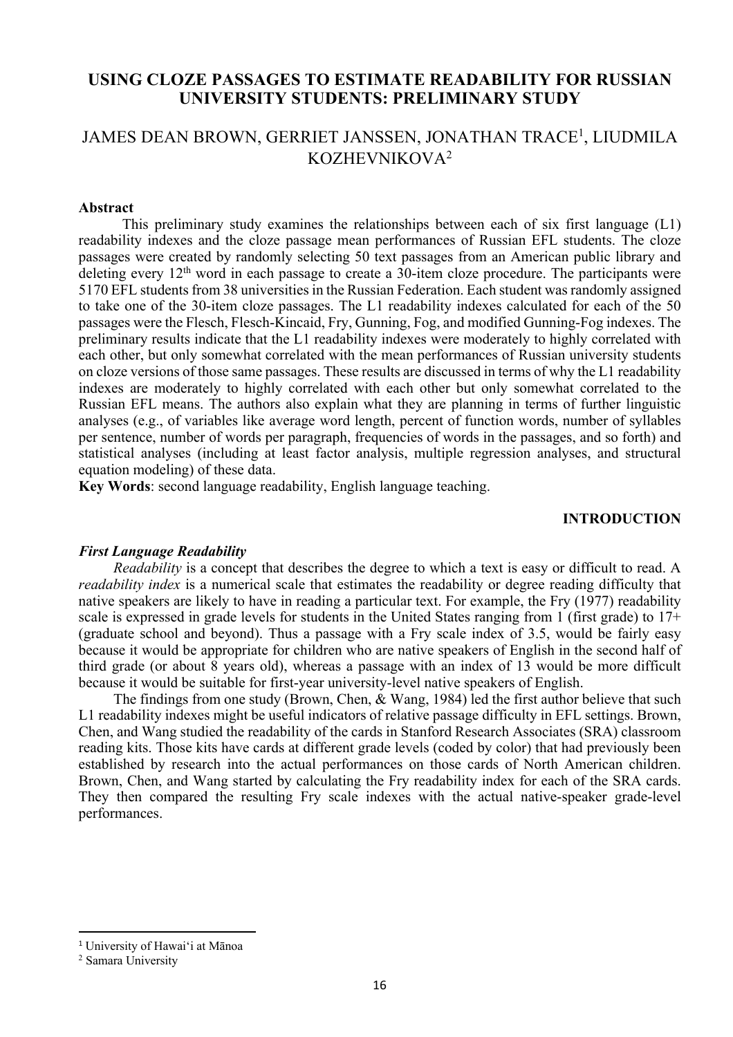# USING CLOZE PASSAGES TO ESTIMATE READABILITY FOR RUSSIAN UNIVERSITY STUDENTS: PRELIMINARY STUDY

## JAMES DEAN BROWN, GERRIET JANSSEN, JONATHAN TRACE[1], LIUDMILA KOZHEVNIKOVA[2]

**Abstract**

This preliminary study examines the relationships between each of six first language (L1) readability indexes and the cloze passage mean performances of Russian EFL students. The cloze passages were created by randomly selecting 50 text passages from an American public library and deleting every 12th word in each passage to create a 30-item cloze procedure. The participants were 5170 EFL students from 38 universities in the Russian Federation. Each student was randomly assigned to take one of the 30-item cloze passages. The L1 readability indexes calculated for each of the 50 passages were the Flesch, Flesch-Kincaid, Fry, Gunning, Fog, and modified Gunning-Fog indexes. The preliminary results indicate that the L1 readability indexes were moderately to highly correlated with each other, but only somewhat correlated with the mean performances of Russian university students on cloze versions of those same passages. These results are discussed in terms of why the L1 readability indexes are moderately to highly correlated with each other but only somewhat correlated to the Russian EFL means. The authors also explain what they are planning in terms of further linguistic analyses (e.g., of variables like average word length, percent of function words, number of syllables per sentence, number of words per paragraph, frequencies of words in the passages, and so forth) and statistical analyses (including at least factor analysis, multiple regression analyses, and structural equation modeling) of these data.

**Key Words**: second language readability, English language teaching.

## INTRODUCTION

### *First Language Readability*

*Readability* is a concept that describes the degree to which a text is easy or difficult to read. A *readability index* is a numerical scale that estimates the readability or degree reading difficulty that native speakers are likely to have in reading a particular text. For example, the Fry (1977) readability scale is expressed in grade levels for students in the United States ranging from 1 (first grade) to 17+ (graduate school and beyond). Thus a passage with a Fry scale index of 3.5, would be fairly easy because it would be appropriate for children who are native speakers of English in the second half of third grade (or about 8 years old), whereas a passage with an index of 13 would be more difficult because it would be suitable for first-year university-level native speakers of English.

The findings from one study (Brown, Chen, & Wang, 1984) led the first author believe that such L1 readability indexes might be useful indicators of relative passage difficulty in EFL settings. Brown, Chen, and Wang studied the readability of the cards in Stanford Research Associates (SRA) classroom reading kits. Those kits have cards at different grade levels (coded by color) that had previously been established by research into the actual performances on those cards of North American children. Brown, Chen, and Wang started by calculating the Fry readability index for each of the SRA cards. They then compared the resulting Fry scale indexes with the actual native-speaker grade-level performances.

---

[1] University of Hawaiʻi at Mānoa

[2] Samara University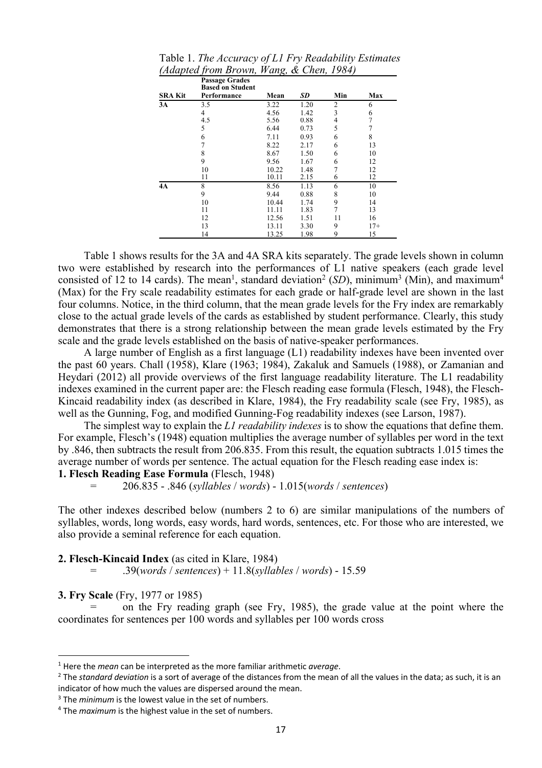Table 1. *The Accuracy of L1 Fry Readability Estimates (Adapted from Brown, Wang, & Chen, 1984)*

| SRA Kit | Passage Grades Based on Student Performance | Mean | *SD* | Min | Max |
|---|---|---|---|---|---|
| **3A** | 3.5 | 3.22 | 1.20 | 2 | 6 |
| | 4 | 4.56 | 1.42 | 3 | 6 |
| | 4.5 | 5.56 | 0.88 | 4 | 7 |
| | 5 | 6.44 | 0.73 | 5 | 7 |
| | 6 | 7.11 | 0.93 | 6 | 8 |
| | 7 | 8.22 | 2.17 | 6 | 13 |
| | 8 | 8.67 | 1.50 | 6 | 10 |
| | 9 | 9.56 | 1.67 | 6 | 12 |
| | 10 | 10.22 | 1.48 | 7 | 12 |
| | 11 | 10.11 | 2.15 | 6 | 12 |
| **4A** | 8 | 8.56 | 1.13 | 6 | 10 |
| | 9 | 9.44 | 0.88 | 8 | 10 |
| | 10 | 10.44 | 1.74 | 9 | 14 |
| | 11 | 11.11 | 1.83 | 7 | 13 |
| | 12 | 12.56 | 1.51 | 11 | 16 |
| | 13 | 13.11 | 3.30 | 9 | 17+ |
| | 14 | 13.25 | 1.98 | 9 | 15 |

Table 1 shows results for the 3A and 4A SRA kits separately. The grade levels shown in column two were established by research into the performances of L1 native speakers (each grade level consisted of 12 to 14 cards). The mean[1], standard deviation[2] (*SD*), minimum[3] (Min), and maximum[4] (Max) for the Fry scale readability estimates for each grade or half-grade level are shown in the last four columns. Notice, in the third column, that the mean grade levels for the Fry index are remarkably close to the actual grade levels of the cards as established by student performance. Clearly, this study demonstrates that there is a strong relationship between the mean grade levels estimated by the Fry scale and the grade levels established on the basis of native-speaker performances.

A large number of English as a first language (L1) readability indexes have been invented over the past 60 years. Chall (1958), Klare (1963; 1984), Zakaluk and Samuels (1988), or Zamanian and Heydari (2012) all provide overviews of the first language readability literature. The L1 readability indexes examined in the current paper are: the Flesch reading ease formula (Flesch, 1948), the Flesch-Kincaid readability index (as described in Klare, 1984), the Fry readability scale (see Fry, 1985), as well as the Gunning, Fog, and modified Gunning-Fog readability indexes (see Larson, 1987).

The simplest way to explain the *L1 readability indexes* is to show the equations that define them. For example, Flesch's (1948) equation multiplies the average number of syllables per word in the text by .846, then subtracts the result from 206.835. From this result, the equation subtracts 1.015 times the average number of words per sentence. The actual equation for the Flesch reading ease index is:

**1. Flesch Reading Ease Formula** (Flesch, 1948)

$$= 206.835 - .846\,(syllables / words) - 1.015(words / sentences)$$

The other indexes described below (numbers 2 to 6) are similar manipulations of the numbers of syllables, words, long words, easy words, hard words, sentences, etc. For those who are interested, we also provide a seminal reference for each equation.

**2. Flesch-Kincaid Index** (as cited in Klare, 1984)

$$= .39(words / sentences) + 11.8(syllables / words) - 15.59$$

**3. Fry Scale** (Fry, 1977 or 1985)

= on the Fry reading graph (see Fry, 1985), the grade value at the point where the coordinates for sentences per 100 words and syllables per 100 words cross

---

[1] Here the *mean* can be interpreted as the more familiar arithmetic *average*.

[2] The *standard deviation* is a sort of average of the distances from the mean of all the values in the data; as such, it is an indicator of how much the values are dispersed around the mean.

[3] The *minimum* is the lowest value in the set of numbers.

[4] The *maximum* is the highest value in the set of numbers.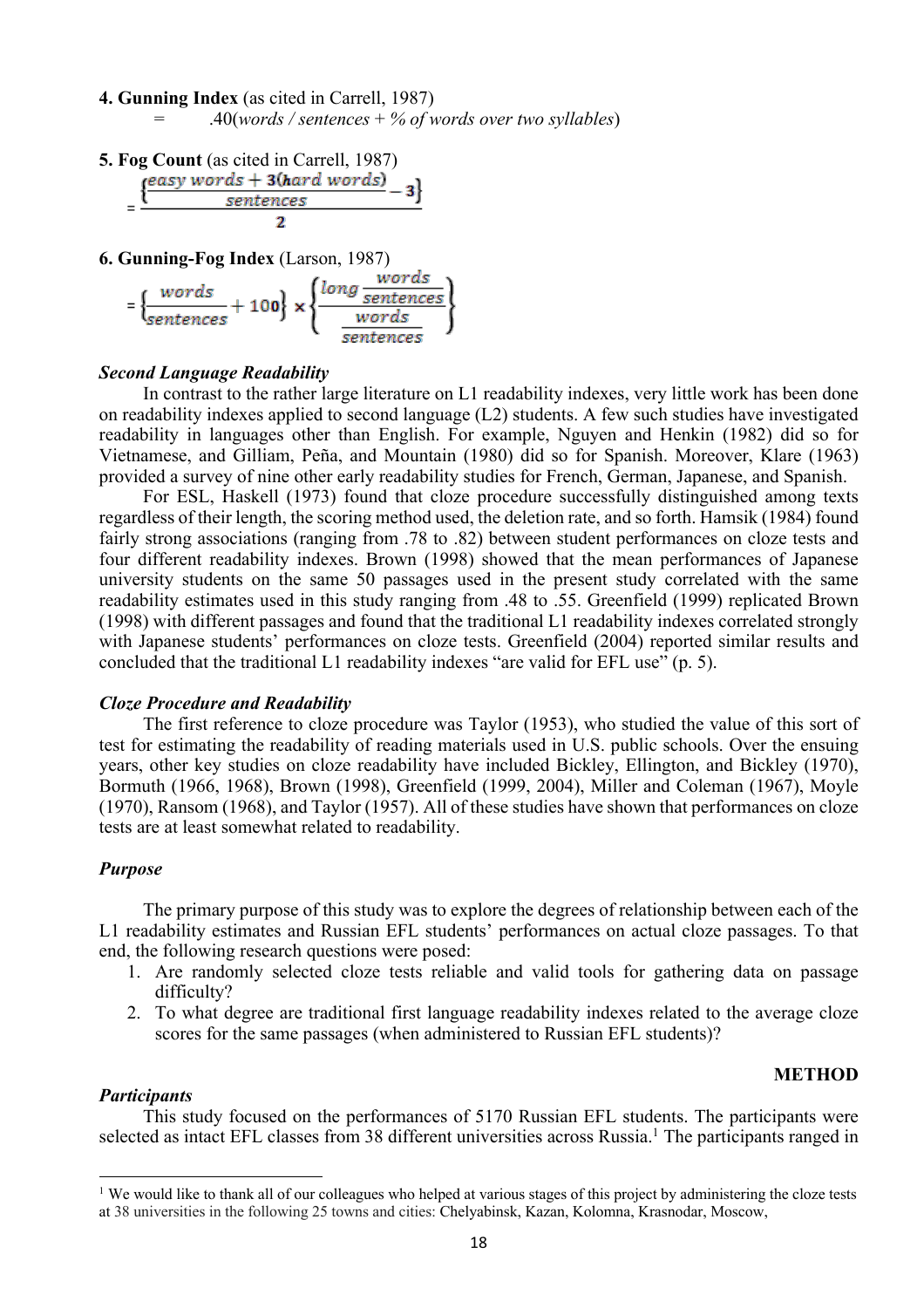**4. Gunning Index** (as cited in Carrell, 1987)

$= \quad .40(\textit{words / sentences} + \textit{\% of words over two syllables})$

**5. Fog Count** (as cited in Carrell, 1987)

$$= \frac{\left\{\frac{\text{easy words} + 3(\text{hard words})}{\text{sentences}} - 3\right\}}{2}$$

**6. Gunning-Fog Index** (Larson, 1987)

$$= \left\{\frac{\text{words}}{\text{sentences}} + 100\right\} \times \left\{\frac{\text{long}\ \frac{\text{words}}{\text{sentences}}}{\frac{\text{words}}{\text{sentences}}}\right\}$$

### *Second Language Readability*

In contrast to the rather large literature on L1 readability indexes, very little work has been done on readability indexes applied to second language (L2) students. A few such studies have investigated readability in languages other than English. For example, Nguyen and Henkin (1982) did so for Vietnamese, and Gilliam, Peña, and Mountain (1980) did so for Spanish. Moreover, Klare (1963) provided a survey of nine other early readability studies for French, German, Japanese, and Spanish.

For ESL, Haskell (1973) found that cloze procedure successfully distinguished among texts regardless of their length, the scoring method used, the deletion rate, and so forth. Hamsik (1984) found fairly strong associations (ranging from .78 to .82) between student performances on cloze tests and four different readability indexes. Brown (1998) showed that the mean performances of Japanese university students on the same 50 passages used in the present study correlated with the same readability estimates used in this study ranging from .48 to .55. Greenfield (1999) replicated Brown (1998) with different passages and found that the traditional L1 readability indexes correlated strongly with Japanese students' performances on cloze tests. Greenfield (2004) reported similar results and concluded that the traditional L1 readability indexes "are valid for EFL use" (p. 5).

### *Cloze Procedure and Readability*

The first reference to cloze procedure was Taylor (1953), who studied the value of this sort of test for estimating the readability of reading materials used in U.S. public schools. Over the ensuing years, other key studies on cloze readability have included Bickley, Ellington, and Bickley (1970), Bormuth (1966, 1968), Brown (1998), Greenfield (1999, 2004), Miller and Coleman (1967), Moyle (1970), Ransom (1968), and Taylor (1957). All of these studies have shown that performances on cloze tests are at least somewhat related to readability.

### *Purpose*

The primary purpose of this study was to explore the degrees of relationship between each of the L1 readability estimates and Russian EFL students' performances on actual cloze passages. To that end, the following research questions were posed:

1. Are randomly selected cloze tests reliable and valid tools for gathering data on passage difficulty?
2. To what degree are traditional first language readability indexes related to the average cloze scores for the same passages (when administered to Russian EFL students)?

## METHOD

### *Participants*

This study focused on the performances of 5170 Russian EFL students. The participants were selected as intact EFL classes from 38 different universities across Russia.[1] The participants ranged in

[1] We would like to thank all of our colleagues who helped at various stages of this project by administering the cloze tests at 38 universities in the following 25 towns and cities: Chelyabinsk, Kazan, Kolomna, Krasnodar, Moscow,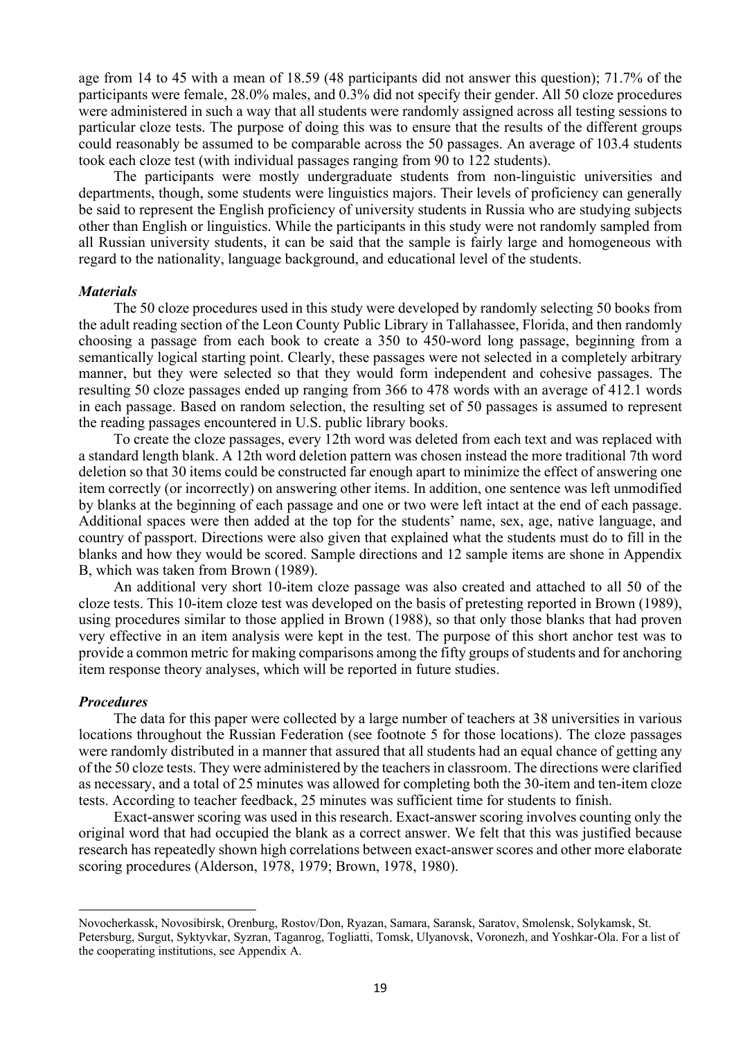age from 14 to 45 with a mean of 18.59 (48 participants did not answer this question); 71.7% of the participants were female, 28.0% males, and 0.3% did not specify their gender. All 50 cloze procedures were administered in such a way that all students were randomly assigned across all testing sessions to particular cloze tests. The purpose of doing this was to ensure that the results of the different groups could reasonably be assumed to be comparable across the 50 passages. An average of 103.4 students took each cloze test (with individual passages ranging from 90 to 122 students).

The participants were mostly undergraduate students from non-linguistic universities and departments, though, some students were linguistics majors. Their levels of proficiency can generally be said to represent the English proficiency of university students in Russia who are studying subjects other than English or linguistics. While the participants in this study were not randomly sampled from all Russian university students, it can be said that the sample is fairly large and homogeneous with regard to the nationality, language background, and educational level of the students.

### *Materials*

The 50 cloze procedures used in this study were developed by randomly selecting 50 books from the adult reading section of the Leon County Public Library in Tallahassee, Florida, and then randomly choosing a passage from each book to create a 350 to 450-word long passage, beginning from a semantically logical starting point. Clearly, these passages were not selected in a completely arbitrary manner, but they were selected so that they would form independent and cohesive passages. The resulting 50 cloze passages ended up ranging from 366 to 478 words with an average of 412.1 words in each passage. Based on random selection, the resulting set of 50 passages is assumed to represent the reading passages encountered in U.S. public library books.

To create the cloze passages, every 12th word was deleted from each text and was replaced with a standard length blank. A 12th word deletion pattern was chosen instead the more traditional 7th word deletion so that 30 items could be constructed far enough apart to minimize the effect of answering one item correctly (or incorrectly) on answering other items. In addition, one sentence was left unmodified by blanks at the beginning of each passage and one or two were left intact at the end of each passage. Additional spaces were then added at the top for the students' name, sex, age, native language, and country of passport. Directions were also given that explained what the students must do to fill in the blanks and how they would be scored. Sample directions and 12 sample items are shone in Appendix B, which was taken from Brown (1989).

An additional very short 10-item cloze passage was also created and attached to all 50 of the cloze tests. This 10-item cloze test was developed on the basis of pretesting reported in Brown (1989), using procedures similar to those applied in Brown (1988), so that only those blanks that had proven very effective in an item analysis were kept in the test. The purpose of this short anchor test was to provide a common metric for making comparisons among the fifty groups of students and for anchoring item response theory analyses, which will be reported in future studies.

### *Procedures*

The data for this paper were collected by a large number of teachers at 38 universities in various locations throughout the Russian Federation (see footnote 5 for those locations). The cloze passages were randomly distributed in a manner that assured that all students had an equal chance of getting any of the 50 cloze tests. They were administered by the teachers in classroom. The directions were clarified as necessary, and a total of 25 minutes was allowed for completing both the 30-item and ten-item cloze tests. According to teacher feedback, 25 minutes was sufficient time for students to finish.

Exact-answer scoring was used in this research. Exact-answer scoring involves counting only the original word that had occupied the blank as a correct answer. We felt that this was justified because research has repeatedly shown high correlations between exact-answer scores and other more elaborate scoring procedures (Alderson, 1978, 1979; Brown, 1978, 1980).

---

Novocherkassk, Novosibirsk, Orenburg, Rostov/Don, Ryazan, Samara, Saransk, Saratov, Smolensk, Solykamsk, St. Petersburg, Surgut, Syktyvkar, Syzran, Taganrog, Togliatti, Tomsk, Ulyanovsk, Voronezh, and Yoshkar-Ola. For a list of the cooperating institutions, see Appendix A.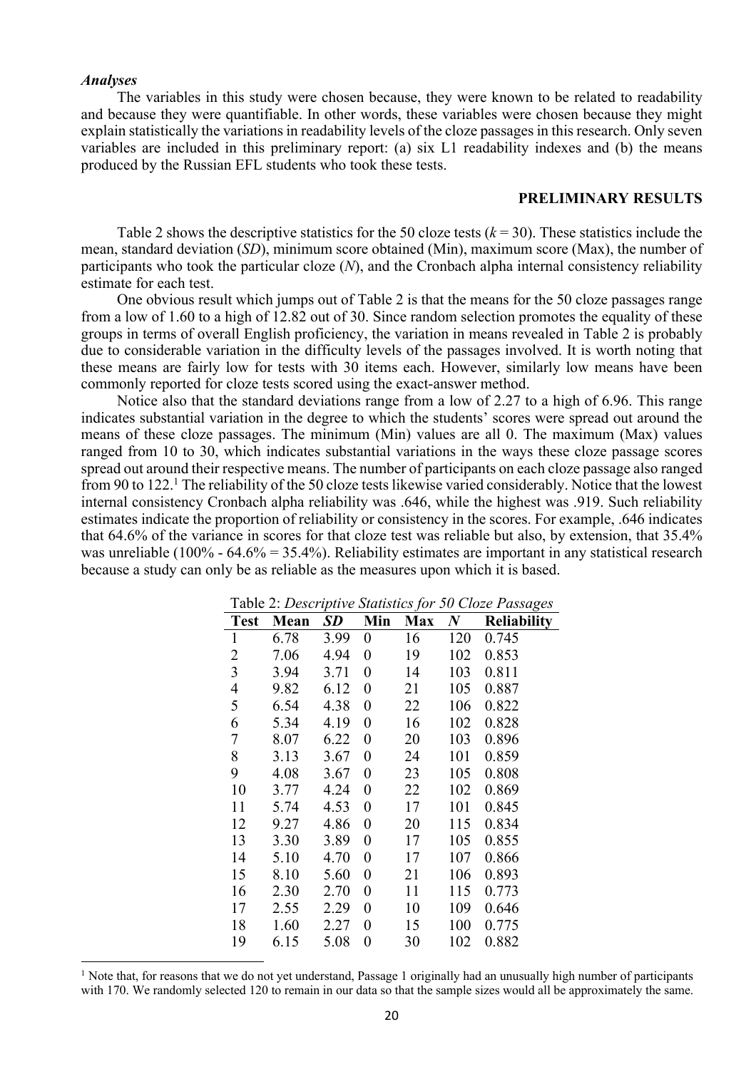### *Analyses*

The variables in this study were chosen because, they were known to be related to readability and because they were quantifiable. In other words, these variables were chosen because they might explain statistically the variations in readability levels of the cloze passages in this research. Only seven variables are included in this preliminary report: (a) six L1 readability indexes and (b) the means produced by the Russian EFL students who took these tests.

## PRELIMINARY RESULTS

Table 2 shows the descriptive statistics for the 50 cloze tests ($k = 30$). These statistics include the mean, standard deviation (*SD*), minimum score obtained (Min), maximum score (Max), the number of participants who took the particular cloze (*N*), and the Cronbach alpha internal consistency reliability estimate for each test.

One obvious result which jumps out of Table 2 is that the means for the 50 cloze passages range from a low of 1.60 to a high of 12.82 out of 30. Since random selection promotes the equality of these groups in terms of overall English proficiency, the variation in means revealed in Table 2 is probably due to considerable variation in the difficulty levels of the passages involved. It is worth noting that these means are fairly low for tests with 30 items each. However, similarly low means have been commonly reported for cloze tests scored using the exact-answer method.

Notice also that the standard deviations range from a low of 2.27 to a high of 6.96. This range indicates substantial variation in the degree to which the students' scores were spread out around the means of these cloze passages. The minimum (Min) values are all 0. The maximum (Max) values ranged from 10 to 30, which indicates substantial variations in the ways these cloze passage scores spread out around their respective means. The number of participants on each cloze passage also ranged from 90 to 122.[1] The reliability of the 50 cloze tests likewise varied considerably. Notice that the lowest internal consistency Cronbach alpha reliability was .646, while the highest was .919. Such reliability estimates indicate the proportion of reliability or consistency in the scores. For example, .646 indicates that 64.6% of the variance in scores for that cloze test was reliable but also, by extension, that 35.4% was unreliable (100% - 64.6% = 35.4%). Reliability estimates are important in any statistical research because a study can only be as reliable as the measures upon which it is based.

Table 2: *Descriptive Statistics for 50 Cloze Passages*

| Test | Mean | *SD* | Min | Max | *N* | Reliability |
|---|---|---|---|---|---|---|
| 1 | 6.78 | 3.99 | 0 | 16 | 120 | 0.745 |
| 2 | 7.06 | 4.94 | 0 | 19 | 102 | 0.853 |
| 3 | 3.94 | 3.71 | 0 | 14 | 103 | 0.811 |
| 4 | 9.82 | 6.12 | 0 | 21 | 105 | 0.887 |
| 5 | 6.54 | 4.38 | 0 | 22 | 106 | 0.822 |
| 6 | 5.34 | 4.19 | 0 | 16 | 102 | 0.828 |
| 7 | 8.07 | 6.22 | 0 | 20 | 103 | 0.896 |
| 8 | 3.13 | 3.67 | 0 | 24 | 101 | 0.859 |
| 9 | 4.08 | 3.67 | 0 | 23 | 105 | 0.808 |
| 10 | 3.77 | 4.24 | 0 | 22 | 102 | 0.869 |
| 11 | 5.74 | 4.53 | 0 | 17 | 101 | 0.845 |
| 12 | 9.27 | 4.86 | 0 | 20 | 115 | 0.834 |
| 13 | 3.30 | 3.89 | 0 | 17 | 105 | 0.855 |
| 14 | 5.10 | 4.70 | 0 | 17 | 107 | 0.866 |
| 15 | 8.10 | 5.60 | 0 | 21 | 106 | 0.893 |
| 16 | 2.30 | 2.70 | 0 | 11 | 115 | 0.773 |
| 17 | 2.55 | 2.29 | 0 | 10 | 109 | 0.646 |
| 18 | 1.60 | 2.27 | 0 | 15 | 100 | 0.775 |
| 19 | 6.15 | 5.08 | 0 | 30 | 102 | 0.882 |

[1] Note that, for reasons that we do not yet understand, Passage 1 originally had an unusually high number of participants with 170. We randomly selected 120 to remain in our data so that the sample sizes would all be approximately the same.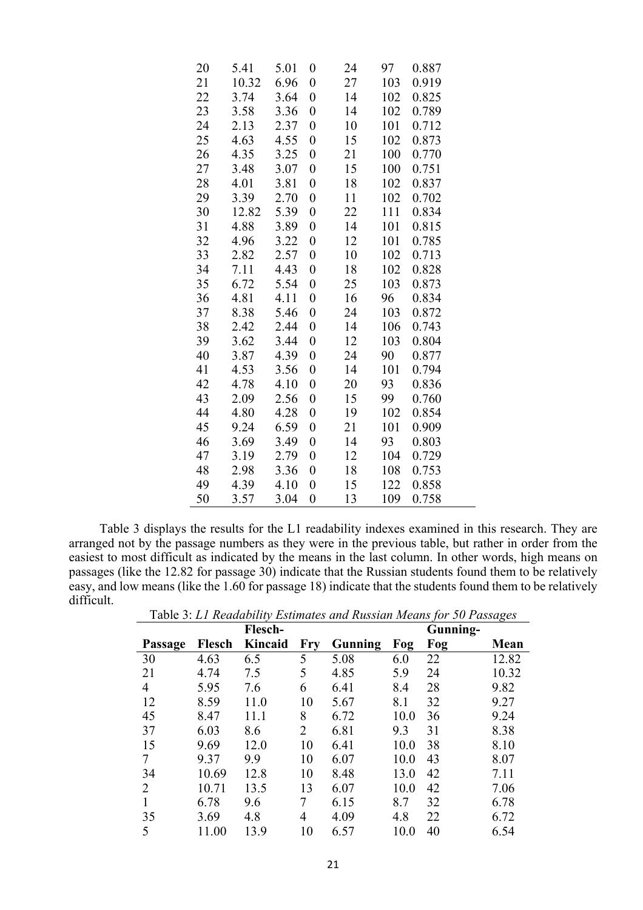| | | | | | | |
|---|---|---|---|---|---|---|
| 20 | 5.41 | 5.01 | 0 | 24 | 97 | 0.887 |
| 21 | 10.32 | 6.96 | 0 | 27 | 103 | 0.919 |
| 22 | 3.74 | 3.64 | 0 | 14 | 102 | 0.825 |
| 23 | 3.58 | 3.36 | 0 | 14 | 102 | 0.789 |
| 24 | 2.13 | 2.37 | 0 | 10 | 101 | 0.712 |
| 25 | 4.63 | 4.55 | 0 | 15 | 102 | 0.873 |
| 26 | 4.35 | 3.25 | 0 | 21 | 100 | 0.770 |
| 27 | 3.48 | 3.07 | 0 | 15 | 100 | 0.751 |
| 28 | 4.01 | 3.81 | 0 | 18 | 102 | 0.837 |
| 29 | 3.39 | 2.70 | 0 | 11 | 102 | 0.702 |
| 30 | 12.82 | 5.39 | 0 | 22 | 111 | 0.834 |
| 31 | 4.88 | 3.89 | 0 | 14 | 101 | 0.815 |
| 32 | 4.96 | 3.22 | 0 | 12 | 101 | 0.785 |
| 33 | 2.82 | 2.57 | 0 | 10 | 102 | 0.713 |
| 34 | 7.11 | 4.43 | 0 | 18 | 102 | 0.828 |
| 35 | 6.72 | 5.54 | 0 | 25 | 103 | 0.873 |
| 36 | 4.81 | 4.11 | 0 | 16 | 96 | 0.834 |
| 37 | 8.38 | 5.46 | 0 | 24 | 103 | 0.872 |
| 38 | 2.42 | 2.44 | 0 | 14 | 106 | 0.743 |
| 39 | 3.62 | 3.44 | 0 | 12 | 103 | 0.804 |
| 40 | 3.87 | 4.39 | 0 | 24 | 90 | 0.877 |
| 41 | 4.53 | 3.56 | 0 | 14 | 101 | 0.794 |
| 42 | 4.78 | 4.10 | 0 | 20 | 93 | 0.836 |
| 43 | 2.09 | 2.56 | 0 | 15 | 99 | 0.760 |
| 44 | 4.80 | 4.28 | 0 | 19 | 102 | 0.854 |
| 45 | 9.24 | 6.59 | 0 | 21 | 101 | 0.909 |
| 46 | 3.69 | 3.49 | 0 | 14 | 93 | 0.803 |
| 47 | 3.19 | 2.79 | 0 | 12 | 104 | 0.729 |
| 48 | 2.98 | 3.36 | 0 | 18 | 108 | 0.753 |
| 49 | 4.39 | 4.10 | 0 | 15 | 122 | 0.858 |
| 50 | 3.57 | 3.04 | 0 | 13 | 109 | 0.758 |

Table 3 displays the results for the L1 readability indexes examined in this research. They are arranged not by the passage numbers as they were in the previous table, but rather in order from the easiest to most difficult as indicated by the means in the last column. In other words, high means on passages (like the 12.82 for passage 30) indicate that the Russian students found them to be relatively easy, and low means (like the 1.60 for passage 18) indicate that the students found them to be relatively difficult.

Table 3: *L1 Readability Estimates and Russian Means for 50 Passages*

| Passage | Flesch | Flesch-Kincaid | Fry | Gunning | Fog | Gunning-Fog | Mean |
|---|---|---|---|---|---|---|---|
| 30 | 4.63 | 6.5 | 5 | 5.08 | 6.0 | 22 | 12.82 |
| 21 | 4.74 | 7.5 | 5 | 4.85 | 5.9 | 24 | 10.32 |
| 4 | 5.95 | 7.6 | 6 | 6.41 | 8.4 | 28 | 9.82 |
| 12 | 8.59 | 11.0 | 10 | 5.67 | 8.1 | 32 | 9.27 |
| 45 | 8.47 | 11.1 | 8 | 6.72 | 10.0 | 36 | 9.24 |
| 37 | 6.03 | 8.6 | 2 | 6.81 | 9.3 | 31 | 8.38 |
| 15 | 9.69 | 12.0 | 10 | 6.41 | 10.0 | 38 | 8.10 |
| 7 | 9.37 | 9.9 | 10 | 6.07 | 10.0 | 43 | 8.07 |
| 34 | 10.69 | 12.8 | 10 | 8.48 | 13.0 | 42 | 7.11 |
| 2 | 10.71 | 13.5 | 13 | 6.07 | 10.0 | 42 | 7.06 |
| 1 | 6.78 | 9.6 | 7 | 6.15 | 8.7 | 32 | 6.78 |
| 35 | 3.69 | 4.8 | 4 | 4.09 | 4.8 | 22 | 6.72 |
| 5 | 11.00 | 13.9 | 10 | 6.57 | 10.0 | 40 | 6.54 |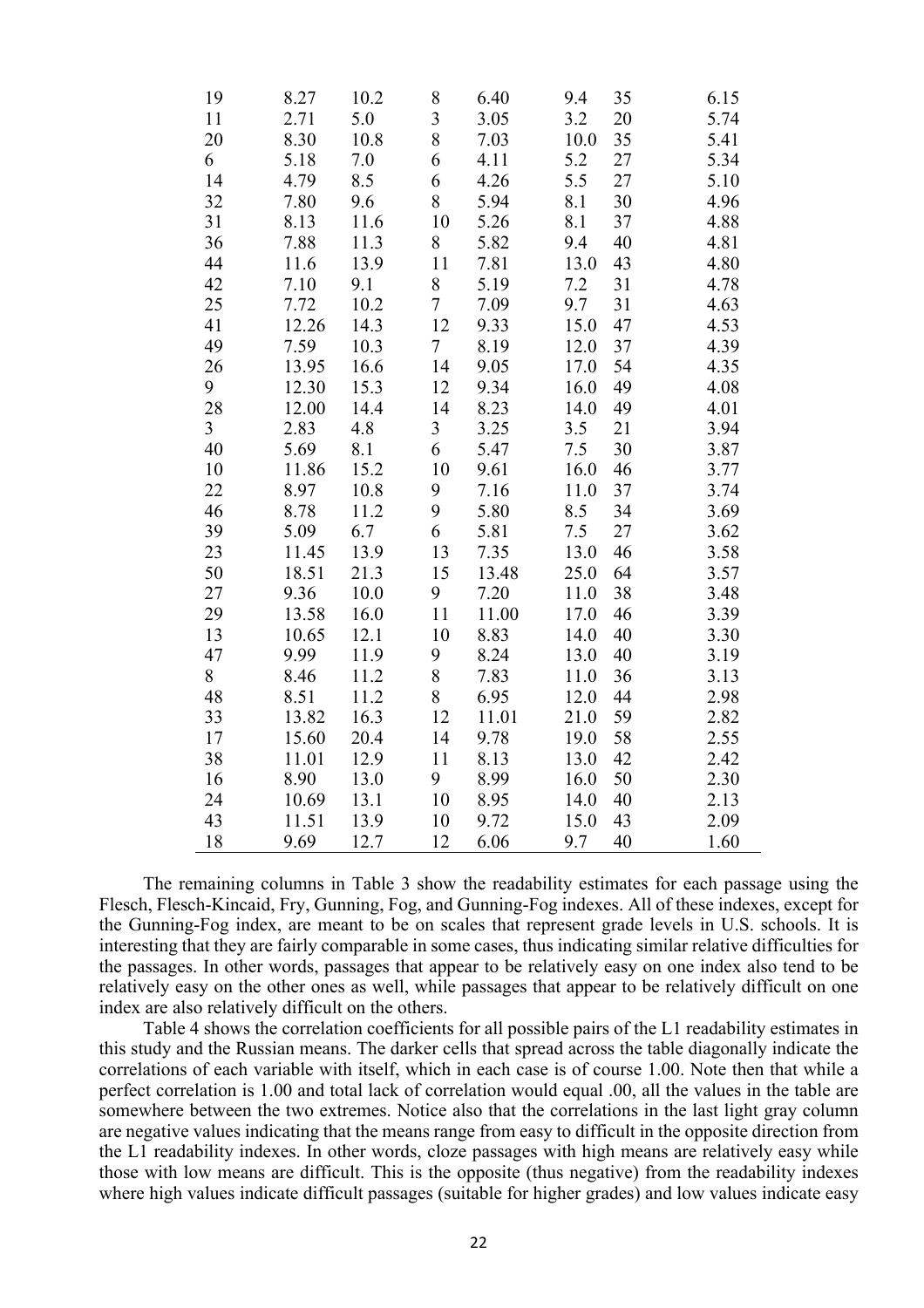| | | | | | | | |
|---|---|---|---|---|---|---|---|
| 19 | 8.27 | 10.2 | 8 | 6.40 | 9.4 | 35 | 6.15 |
| 11 | 2.71 | 5.0 | 3 | 3.05 | 3.2 | 20 | 5.74 |
| 20 | 8.30 | 10.8 | 8 | 7.03 | 10.0 | 35 | 5.41 |
| 6 | 5.18 | 7.0 | 6 | 4.11 | 5.2 | 27 | 5.34 |
| 14 | 4.79 | 8.5 | 6 | 4.26 | 5.5 | 27 | 5.10 |
| 32 | 7.80 | 9.6 | 8 | 5.94 | 8.1 | 30 | 4.96 |
| 31 | 8.13 | 11.6 | 10 | 5.26 | 8.1 | 37 | 4.88 |
| 36 | 7.88 | 11.3 | 8 | 5.82 | 9.4 | 40 | 4.81 |
| 44 | 11.6 | 13.9 | 11 | 7.81 | 13.0 | 43 | 4.80 |
| 42 | 7.10 | 9.1 | 8 | 5.19 | 7.2 | 31 | 4.78 |
| 25 | 7.72 | 10.2 | 7 | 7.09 | 9.7 | 31 | 4.63 |
| 41 | 12.26 | 14.3 | 12 | 9.33 | 15.0 | 47 | 4.53 |
| 49 | 7.59 | 10.3 | 7 | 8.19 | 12.0 | 37 | 4.39 |
| 26 | 13.95 | 16.6 | 14 | 9.05 | 17.0 | 54 | 4.35 |
| 9 | 12.30 | 15.3 | 12 | 9.34 | 16.0 | 49 | 4.08 |
| 28 | 12.00 | 14.4 | 14 | 8.23 | 14.0 | 49 | 4.01 |
| 3 | 2.83 | 4.8 | 3 | 3.25 | 3.5 | 21 | 3.94 |
| 40 | 5.69 | 8.1 | 6 | 5.47 | 7.5 | 30 | 3.87 |
| 10 | 11.86 | 15.2 | 10 | 9.61 | 16.0 | 46 | 3.77 |
| 22 | 8.97 | 10.8 | 9 | 7.16 | 11.0 | 37 | 3.74 |
| 46 | 8.78 | 11.2 | 9 | 5.80 | 8.5 | 34 | 3.69 |
| 39 | 5.09 | 6.7 | 6 | 5.81 | 7.5 | 27 | 3.62 |
| 23 | 11.45 | 13.9 | 13 | 7.35 | 13.0 | 46 | 3.58 |
| 50 | 18.51 | 21.3 | 15 | 13.48 | 25.0 | 64 | 3.57 |
| 27 | 9.36 | 10.0 | 9 | 7.20 | 11.0 | 38 | 3.48 |
| 29 | 13.58 | 16.0 | 11 | 11.00 | 17.0 | 46 | 3.39 |
| 13 | 10.65 | 12.1 | 10 | 8.83 | 14.0 | 40 | 3.30 |
| 47 | 9.99 | 11.9 | 9 | 8.24 | 13.0 | 40 | 3.19 |
| 8 | 8.46 | 11.2 | 8 | 7.83 | 11.0 | 36 | 3.13 |
| 48 | 8.51 | 11.2 | 8 | 6.95 | 12.0 | 44 | 2.98 |
| 33 | 13.82 | 16.3 | 12 | 11.01 | 21.0 | 59 | 2.82 |
| 17 | 15.60 | 20.4 | 14 | 9.78 | 19.0 | 58 | 2.55 |
| 38 | 11.01 | 12.9 | 11 | 8.13 | 13.0 | 42 | 2.42 |
| 16 | 8.90 | 13.0 | 9 | 8.99 | 16.0 | 50 | 2.30 |
| 24 | 10.69 | 13.1 | 10 | 8.95 | 14.0 | 40 | 2.13 |
| 43 | 11.51 | 13.9 | 10 | 9.72 | 15.0 | 43 | 2.09 |
| 18 | 9.69 | 12.7 | 12 | 6.06 | 9.7 | 40 | 1.60 |

The remaining columns in Table 3 show the readability estimates for each passage using the Flesch, Flesch-Kincaid, Fry, Gunning, Fog, and Gunning-Fog indexes. All of these indexes, except for the Gunning-Fog index, are meant to be on scales that represent grade levels in U.S. schools. It is interesting that they are fairly comparable in some cases, thus indicating similar relative difficulties for the passages. In other words, passages that appear to be relatively easy on one index also tend to be relatively easy on the other ones as well, while passages that appear to be relatively difficult on one index are also relatively difficult on the others.

Table 4 shows the correlation coefficients for all possible pairs of the L1 readability estimates in this study and the Russian means. The darker cells that spread across the table diagonally indicate the correlations of each variable with itself, which in each case is of course 1.00. Note then that while a perfect correlation is 1.00 and total lack of correlation would equal .00, all the values in the table are somewhere between the two extremes. Notice also that the correlations in the last light gray column are negative values indicating that the means range from easy to difficult in the opposite direction from the L1 readability indexes. In other words, cloze passages with high means are relatively easy while those with low means are difficult. This is the opposite (thus negative) from the readability indexes where high values indicate difficult passages (suitable for higher grades) and low values indicate easy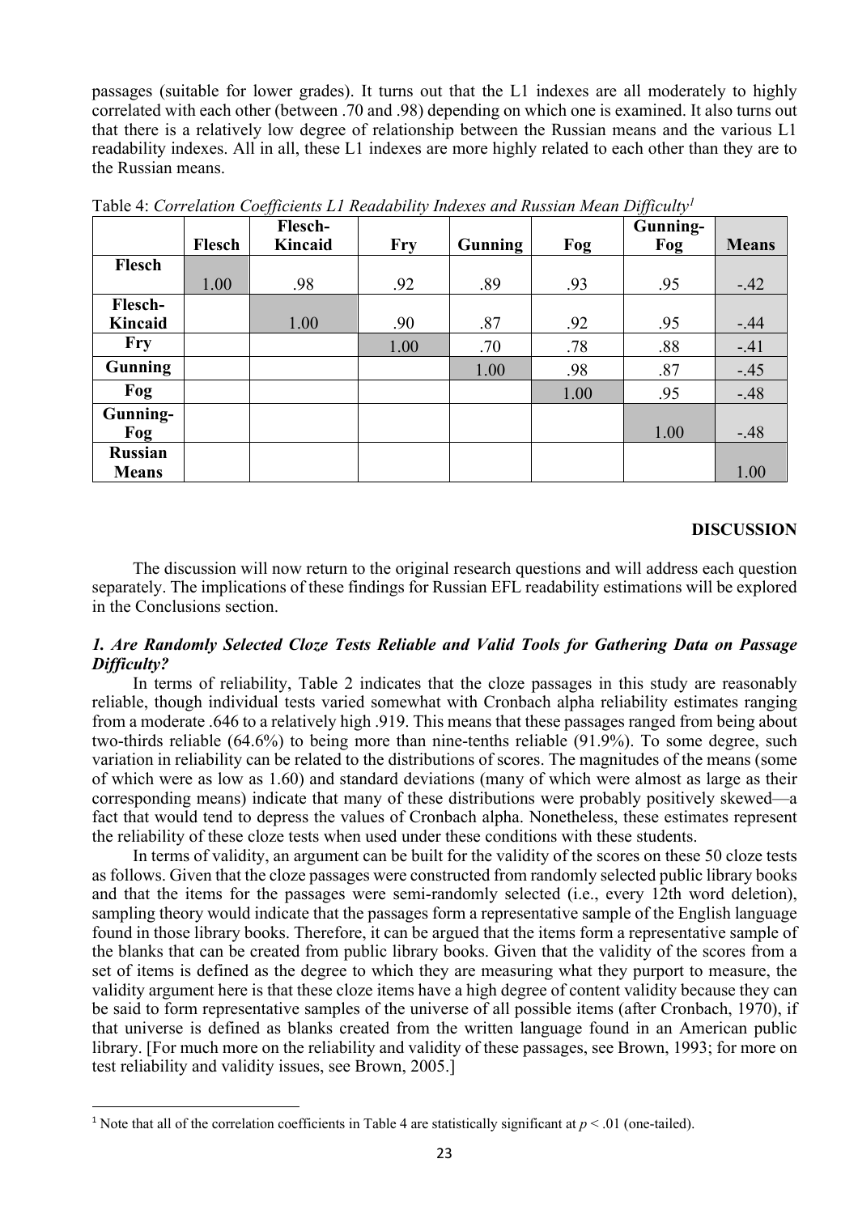passages (suitable for lower grades). It turns out that the L1 indexes are all moderately to highly correlated with each other (between .70 and .98) depending on which one is examined. It also turns out that there is a relatively low degree of relationship between the Russian means and the various L1 readability indexes. All in all, these L1 indexes are more highly related to each other than they are to the Russian means.

Table 4: *Correlation Coefficients L1 Readability Indexes and Russian Mean Difficulty*[1]

| | Flesch | Flesch-Kincaid | Fry | Gunning | Fog | Gunning-Fog | Means |
|---|---|---|---|---|---|---|---|
| **Flesch** | 1.00 | .98 | .92 | .89 | .93 | .95 | -.42 |
| **Flesch-Kincaid** | | 1.00 | .90 | .87 | .92 | .95 | -.44 |
| **Fry** | | | 1.00 | .70 | .78 | .88 | -.41 |
| **Gunning** | | | | 1.00 | .98 | .87 | -.45 |
| **Fog** | | | | | 1.00 | .95 | -.48 |
| **Gunning-Fog** | | | | | | 1.00 | -.48 |
| **Russian Means** | | | | | | | 1.00 |

## DISCUSSION

The discussion will now return to the original research questions and will address each question separately. The implications of these findings for Russian EFL readability estimations will be explored in the Conclusions section.

### *1. Are Randomly Selected Cloze Tests Reliable and Valid Tools for Gathering Data on Passage Difficulty?*

In terms of reliability, Table 2 indicates that the cloze passages in this study are reasonably reliable, though individual tests varied somewhat with Cronbach alpha reliability estimates ranging from a moderate .646 to a relatively high .919. This means that these passages ranged from being about two-thirds reliable (64.6%) to being more than nine-tenths reliable (91.9%). To some degree, such variation in reliability can be related to the distributions of scores. The magnitudes of the means (some of which were as low as 1.60) and standard deviations (many of which were almost as large as their corresponding means) indicate that many of these distributions were probably positively skewed—a fact that would tend to depress the values of Cronbach alpha. Nonetheless, these estimates represent the reliability of these cloze tests when used under these conditions with these students.

In terms of validity, an argument can be built for the validity of the scores on these 50 cloze tests as follows. Given that the cloze passages were constructed from randomly selected public library books and that the items for the passages were semi-randomly selected (i.e., every 12th word deletion), sampling theory would indicate that the passages form a representative sample of the English language found in those library books. Therefore, it can be argued that the items form a representative sample of the blanks that can be created from public library books. Given that the validity of the scores from a set of items is defined as the degree to which they are measuring what they purport to measure, the validity argument here is that these cloze items have a high degree of content validity because they can be said to form representative samples of the universe of all possible items (after Cronbach, 1970), if that universe is defined as blanks created from the written language found in an American public library. [For much more on the reliability and validity of these passages, see Brown, 1993; for more on test reliability and validity issues, see Brown, 2005.]

[1] Note that all of the correlation coefficients in Table 4 are statistically significant at $p < .01$ (one-tailed).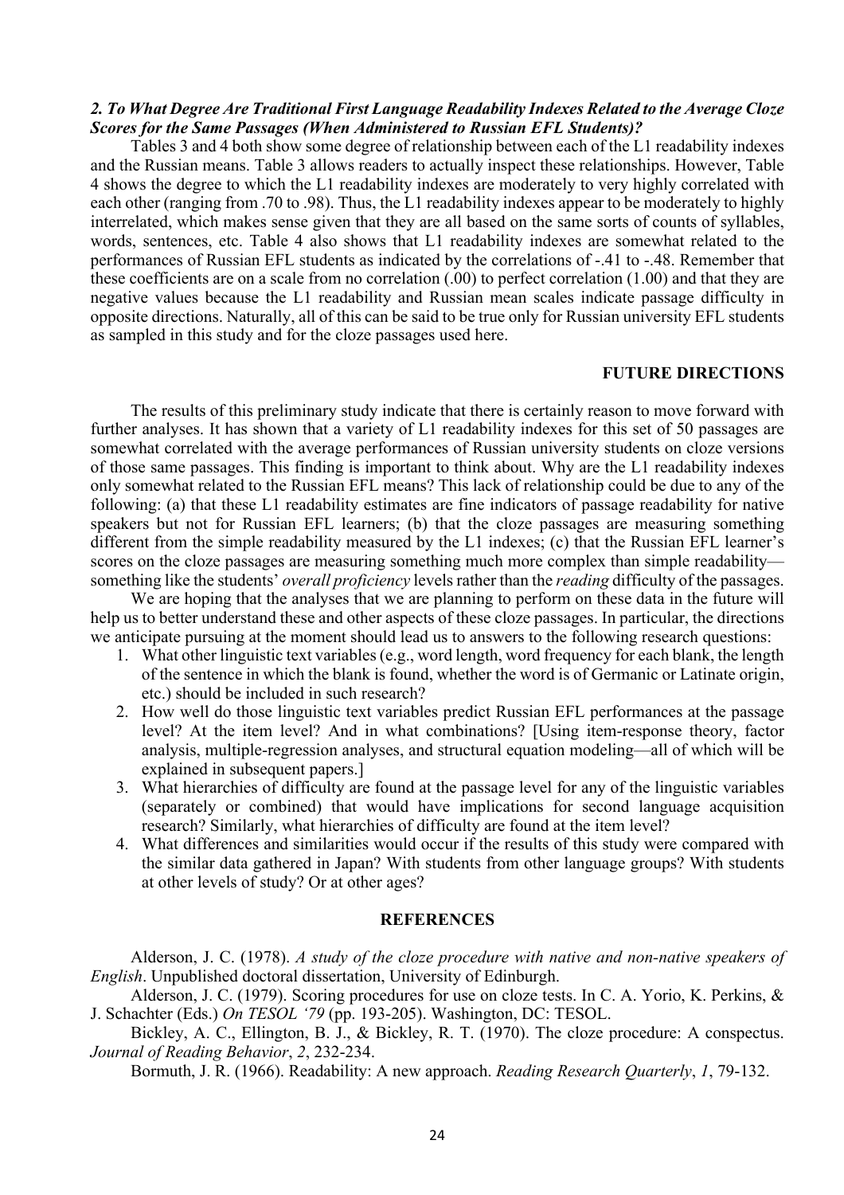### *2. To What Degree Are Traditional First Language Readability Indexes Related to the Average Cloze Scores for the Same Passages (When Administered to Russian EFL Students)?*

Tables 3 and 4 both show some degree of relationship between each of the L1 readability indexes and the Russian means. Table 3 allows readers to actually inspect these relationships. However, Table 4 shows the degree to which the L1 readability indexes are moderately to very highly correlated with each other (ranging from .70 to .98). Thus, the L1 readability indexes appear to be moderately to highly interrelated, which makes sense given that they are all based on the same sorts of counts of syllables, words, sentences, etc. Table 4 also shows that L1 readability indexes are somewhat related to the performances of Russian EFL students as indicated by the correlations of -.41 to -.48. Remember that these coefficients are on a scale from no correlation (.00) to perfect correlation (1.00) and that they are negative values because the L1 readability and Russian mean scales indicate passage difficulty in opposite directions. Naturally, all of this can be said to be true only for Russian university EFL students as sampled in this study and for the cloze passages used here.

## FUTURE DIRECTIONS

The results of this preliminary study indicate that there is certainly reason to move forward with further analyses. It has shown that a variety of L1 readability indexes for this set of 50 passages are somewhat correlated with the average performances of Russian university students on cloze versions of those same passages. This finding is important to think about. Why are the L1 readability indexes only somewhat related to the Russian EFL means? This lack of relationship could be due to any of the following: (a) that these L1 readability estimates are fine indicators of passage readability for native speakers but not for Russian EFL learners; (b) that the cloze passages are measuring something different from the simple readability measured by the L1 indexes; (c) that the Russian EFL learner's scores on the cloze passages are measuring something much more complex than simple readability—something like the students' *overall proficiency* levels rather than the *reading* difficulty of the passages.

We are hoping that the analyses that we are planning to perform on these data in the future will help us to better understand these and other aspects of these cloze passages. In particular, the directions we anticipate pursuing at the moment should lead us to answers to the following research questions:

1. What other linguistic text variables (e.g., word length, word frequency for each blank, the length of the sentence in which the blank is found, whether the word is of Germanic or Latinate origin, etc.) should be included in such research?
2. How well do those linguistic text variables predict Russian EFL performances at the passage level? At the item level? And in what combinations? [Using item-response theory, factor analysis, multiple-regression analyses, and structural equation modeling—all of which will be explained in subsequent papers.]
3. What hierarchies of difficulty are found at the passage level for any of the linguistic variables (separately or combined) that would have implications for second language acquisition research? Similarly, what hierarchies of difficulty are found at the item level?
4. What differences and similarities would occur if the results of this study were compared with the similar data gathered in Japan? With students from other language groups? With students at other levels of study? Or at other ages?

## REFERENCES

Alderson, J. C. (1978). *A study of the cloze procedure with native and non-native speakers of English*. Unpublished doctoral dissertation, University of Edinburgh.

Alderson, J. C. (1979). Scoring procedures for use on cloze tests. In C. A. Yorio, K. Perkins, & J. Schachter (Eds.) *On TESOL '79* (pp. 193-205). Washington, DC: TESOL.

Bickley, A. C., Ellington, B. J., & Bickley, R. T. (1970). The cloze procedure: A conspectus. *Journal of Reading Behavior*, *2*, 232-234.

Bormuth, J. R. (1966). Readability: A new approach. *Reading Research Quarterly*, *1*, 79-132.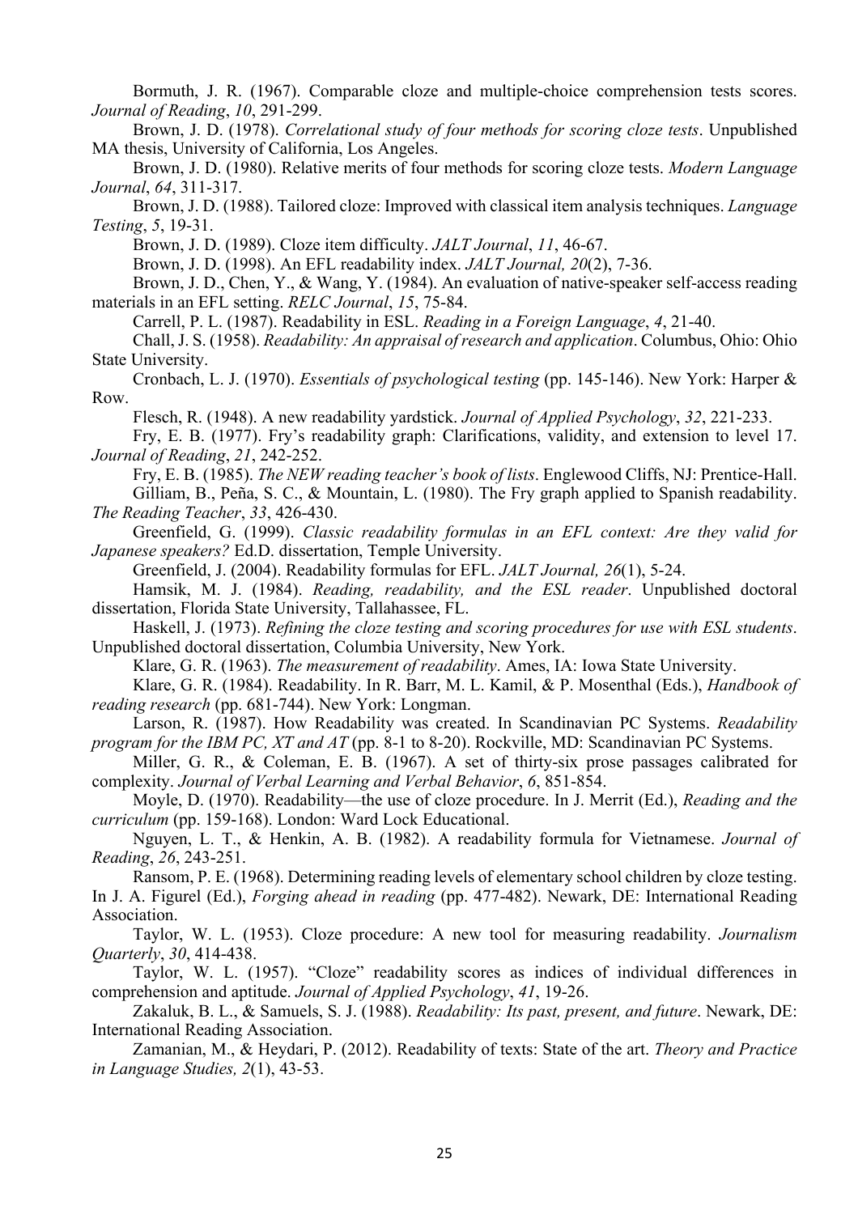Bormuth, J. R. (1967). Comparable cloze and multiple-choice comprehension tests scores. *Journal of Reading*, *10*, 291-299.

Brown, J. D. (1978). *Correlational study of four methods for scoring cloze tests*. Unpublished MA thesis, University of California, Los Angeles.

Brown, J. D. (1980). Relative merits of four methods for scoring cloze tests. *Modern Language Journal*, *64*, 311-317.

Brown, J. D. (1988). Tailored cloze: Improved with classical item analysis techniques. *Language Testing*, *5*, 19-31.

Brown, J. D. (1989). Cloze item difficulty. *JALT Journal*, *11*, 46-67.

Brown, J. D. (1998). An EFL readability index. *JALT Journal, 20*(2), 7-36.

Brown, J. D., Chen, Y., & Wang, Y. (1984). An evaluation of native-speaker self-access reading materials in an EFL setting. *RELC Journal*, *15*, 75-84.

Carrell, P. L. (1987). Readability in ESL. *Reading in a Foreign Language*, *4*, 21-40.

Chall, J. S. (1958). *Readability: An appraisal of research and application*. Columbus, Ohio: Ohio State University.

Cronbach, L. J. (1970). *Essentials of psychological testing* (pp. 145-146). New York: Harper & Row.

Flesch, R. (1948). A new readability yardstick. *Journal of Applied Psychology*, *32*, 221-233.

Fry, E. B. (1977). Fry's readability graph: Clarifications, validity, and extension to level 17. *Journal of Reading*, *21*, 242-252.

Fry, E. B. (1985). *The NEW reading teacher's book of lists*. Englewood Cliffs, NJ: Prentice-Hall.

Gilliam, B., Peña, S. C., & Mountain, L. (1980). The Fry graph applied to Spanish readability. *The Reading Teacher*, *33*, 426-430.

Greenfield, G. (1999). *Classic readability formulas in an EFL context: Are they valid for Japanese speakers?* Ed.D. dissertation, Temple University.

Greenfield, J. (2004). Readability formulas for EFL. *JALT Journal, 26*(1), 5-24.

Hamsik, M. J. (1984). *Reading, readability, and the ESL reader*. Unpublished doctoral dissertation, Florida State University, Tallahassee, FL.

Haskell, J. (1973). *Refining the cloze testing and scoring procedures for use with ESL students*. Unpublished doctoral dissertation, Columbia University, New York.

Klare, G. R. (1963). *The measurement of readability*. Ames, IA: Iowa State University.

Klare, G. R. (1984). Readability. In R. Barr, M. L. Kamil, & P. Mosenthal (Eds.), *Handbook of reading research* (pp. 681-744). New York: Longman.

Larson, R. (1987). How Readability was created. In Scandinavian PC Systems. *Readability program for the IBM PC, XT and AT* (pp. 8-1 to 8-20). Rockville, MD: Scandinavian PC Systems.

Miller, G. R., & Coleman, E. B. (1967). A set of thirty-six prose passages calibrated for complexity. *Journal of Verbal Learning and Verbal Behavior*, *6*, 851-854.

Moyle, D. (1970). Readability—the use of cloze procedure. In J. Merrit (Ed.), *Reading and the curriculum* (pp. 159-168). London: Ward Lock Educational.

Nguyen, L. T., & Henkin, A. B. (1982). A readability formula for Vietnamese. *Journal of Reading*, *26*, 243-251.

Ransom, P. E. (1968). Determining reading levels of elementary school children by cloze testing. In J. A. Figurel (Ed.), *Forging ahead in reading* (pp. 477-482). Newark, DE: International Reading Association.

Taylor, W. L. (1953). Cloze procedure: A new tool for measuring readability. *Journalism Quarterly*, *30*, 414-438.

Taylor, W. L. (1957). "Cloze" readability scores as indices of individual differences in comprehension and aptitude. *Journal of Applied Psychology*, *41*, 19-26.

Zakaluk, B. L., & Samuels, S. J. (1988). *Readability: Its past, present, and future*. Newark, DE: International Reading Association.

Zamanian, M., & Heydari, P. (2012). Readability of texts: State of the art. *Theory and Practice in Language Studies, 2*(1), 43-53.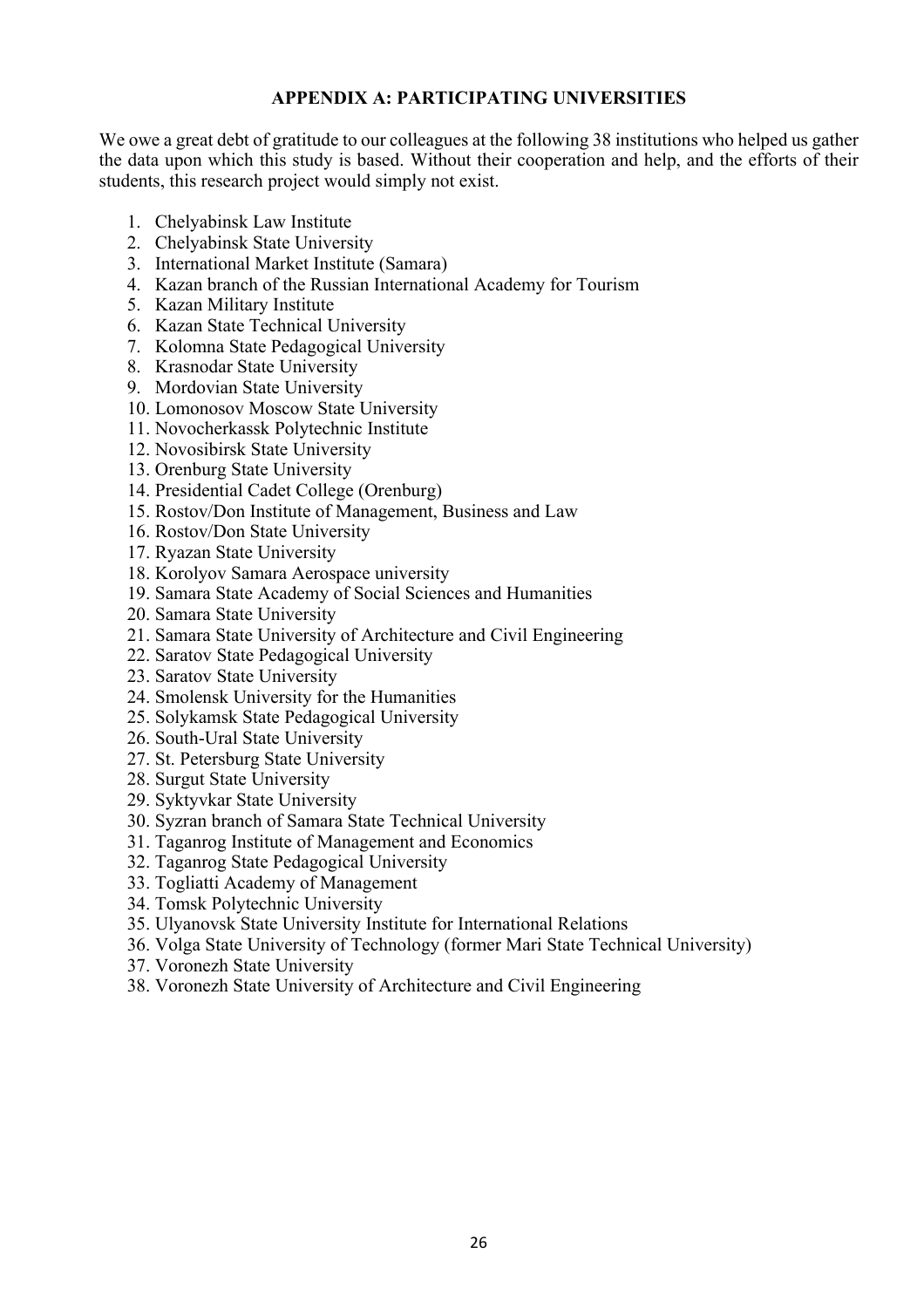## APPENDIX A: PARTICIPATING UNIVERSITIES

We owe a great debt of gratitude to our colleagues at the following 38 institutions who helped us gather the data upon which this study is based. Without their cooperation and help, and the efforts of their students, this research project would simply not exist.

1. Chelyabinsk Law Institute
2. Chelyabinsk State University
3. International Market Institute (Samara)
4. Kazan branch of the Russian International Academy for Tourism
5. Kazan Military Institute
6. Kazan State Technical University
7. Kolomna State Pedagogical University
8. Krasnodar State University
9. Mordovian State University
10. Lomonosov Moscow State University
11. Novocherkassk Polytechnic Institute
12. Novosibirsk State University
13. Orenburg State University
14. Presidential Cadet College (Orenburg)
15. Rostov/Don Institute of Management, Business and Law
16. Rostov/Don State University
17. Ryazan State University
18. Korolyov Samara Aerospace university
19. Samara State Academy of Social Sciences and Humanities
20. Samara State University
21. Samara State University of Architecture and Civil Engineering
22. Saratov State Pedagogical University
23. Saratov State University
24. Smolensk University for the Humanities
25. Solykamsk State Pedagogical University
26. South-Ural State University
27. St. Petersburg State University
28. Surgut State University
29. Syktyvkar State University
30. Syzran branch of Samara State Technical University
31. Taganrog Institute of Management and Economics
32. Taganrog State Pedagogical University
33. Togliatti Academy of Management
34. Tomsk Polytechnic University
35. Ulyanovsk State University Institute for International Relations
36. Volga State University of Technology (former Mari State Technical University)
37. Voronezh State University
38. Voronezh State University of Architecture and Civil Engineering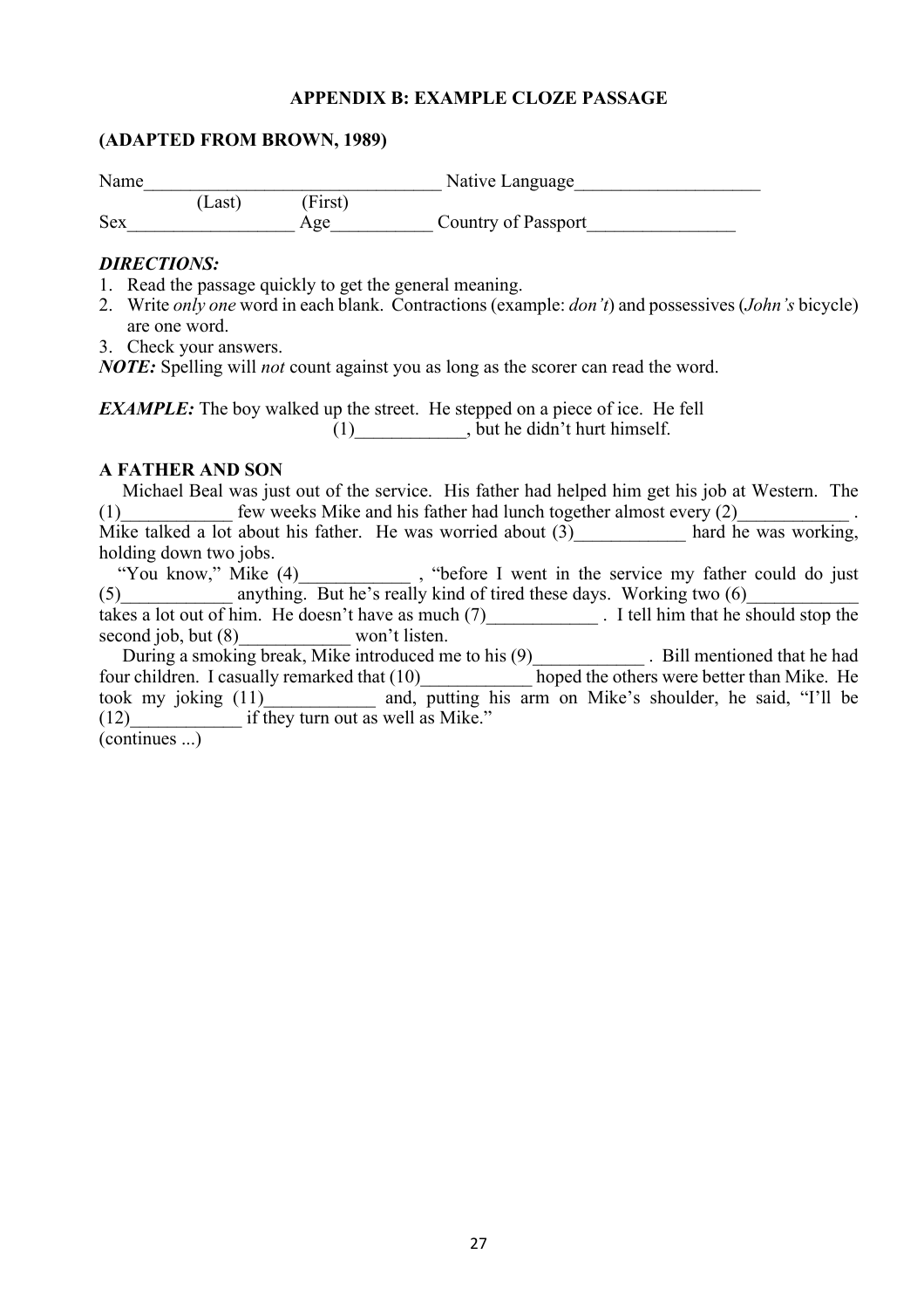**APPENDIX B: EXAMPLE CLOZE PASSAGE**

**(ADAPTED FROM BROWN, 1989)**

Name________________________________ Native Language____________________
(Last) (First)
Sex__________________ Age___________ Country of Passport________________

***DIRECTIONS:***

1. Read the passage quickly to get the general meaning.
2. Write *only one* word in each blank. Contractions (example: *don't*) and possessives (*John's* bicycle) are one word.
3. Check your answers.

***NOTE:*** Spelling will *not* count against you as long as the scorer can read the word.

***EXAMPLE:*** The boy walked up the street. He stepped on a piece of ice. He fell (1)____________, but he didn't hurt himself.

**A FATHER AND SON**

Michael Beal was just out of the service. His father had helped him get his job at Western. The (1)____________ few weeks Mike and his father had lunch together almost every (2)____________ . Mike talked a lot about his father. He was worried about (3)____________ hard he was working, holding down two jobs.

"You know," Mike (4)____________ , "before I went in the service my father could do just (5)____________ anything. But he's really kind of tired these days. Working two (6)____________ takes a lot out of him. He doesn't have as much (7)____________ . I tell him that he should stop the second job, but (8)____________ won't listen.

During a smoking break, Mike introduced me to his (9)____________ . Bill mentioned that he had four children. I casually remarked that (10)____________ hoped the others were better than Mike. He took my joking (11)____________ and, putting his arm on Mike's shoulder, he said, "I'll be (12)____________ if they turn out as well as Mike."

(continues ...)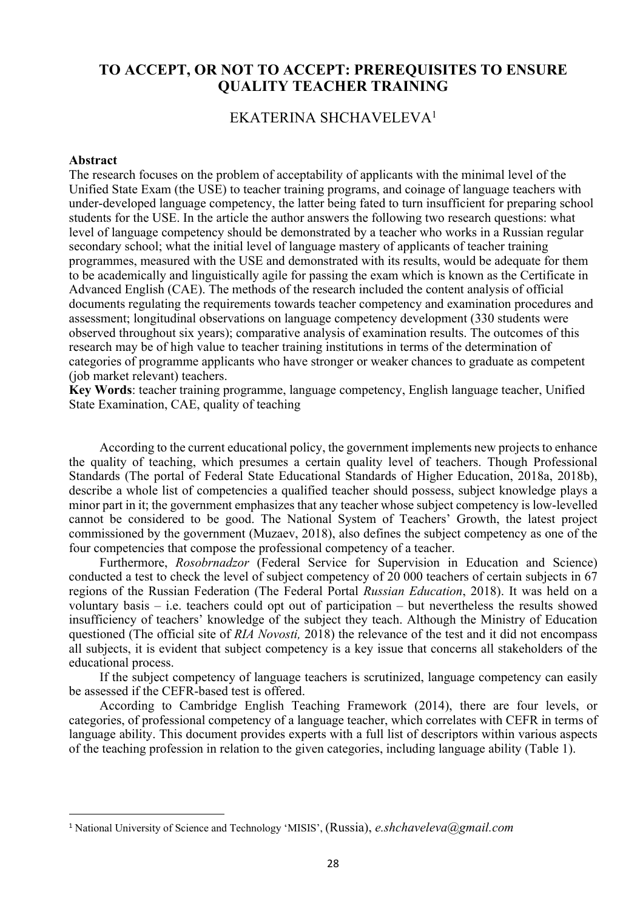# TO ACCEPT, OR NOT TO ACCEPT: PREREQUISITES TO ENSURE QUALITY TEACHER TRAINING

EKATERINA SHCHAVELEVA[1]

**Abstract**

The research focuses on the problem of acceptability of applicants with the minimal level of the Unified State Exam (the USE) to teacher training programs, and coinage of language teachers with under-developed language competency, the latter being fated to turn insufficient for preparing school students for the USE. In the article the author answers the following two research questions: what level of language competency should be demonstrated by a teacher who works in a Russian regular secondary school; what the initial level of language mastery of applicants of teacher training programmes, measured with the USE and demonstrated with its results, would be adequate for them to be academically and linguistically agile for passing the exam which is known as the Certificate in Advanced English (CAE). The methods of the research included the content analysis of official documents regulating the requirements towards teacher competency and examination procedures and assessment; longitudinal observations on language competency development (330 students were observed throughout six years); comparative analysis of examination results. The outcomes of this research may be of high value to teacher training institutions in terms of the determination of categories of programme applicants who have stronger or weaker chances to graduate as competent (job market relevant) teachers.

**Key Words**: teacher training programme, language competency, English language teacher, Unified State Examination, CAE, quality of teaching

According to the current educational policy, the government implements new projects to enhance the quality of teaching, which presumes a certain quality level of teachers. Though Professional Standards (The portal of Federal State Educational Standards of Higher Education, 2018a, 2018b), describe a whole list of competencies a qualified teacher should possess, subject knowledge plays a minor part in it; the government emphasizes that any teacher whose subject competency is low-levelled cannot be considered to be good. The National System of Teachers' Growth, the latest project commissioned by the government (Muzaev, 2018), also defines the subject competency as one of the four competencies that compose the professional competency of a teacher.

Furthermore, *Rosobrnadzor* (Federal Service for Supervision in Education and Science) conducted a test to check the level of subject competency of 20 000 teachers of certain subjects in 67 regions of the Russian Federation (The Federal Portal *Russian Education*, 2018). It was held on a voluntary basis – i.e. teachers could opt out of participation – but nevertheless the results showed insufficiency of teachers' knowledge of the subject they teach. Although the Ministry of Education questioned (The official site of *RIA Novosti,* 2018) the relevance of the test and it did not encompass all subjects, it is evident that subject competency is a key issue that concerns all stakeholders of the educational process.

If the subject competency of language teachers is scrutinized, language competency can easily be assessed if the CEFR-based test is offered.

According to Cambridge English Teaching Framework (2014), there are four levels, or categories, of professional competency of a language teacher, which correlates with CEFR in terms of language ability. This document provides experts with a full list of descriptors within various aspects of the teaching profession in relation to the given categories, including language ability (Table 1).

---

[1] National University of Science and Technology 'MISIS', (Russia), *e.shchaveleva@gmail.com*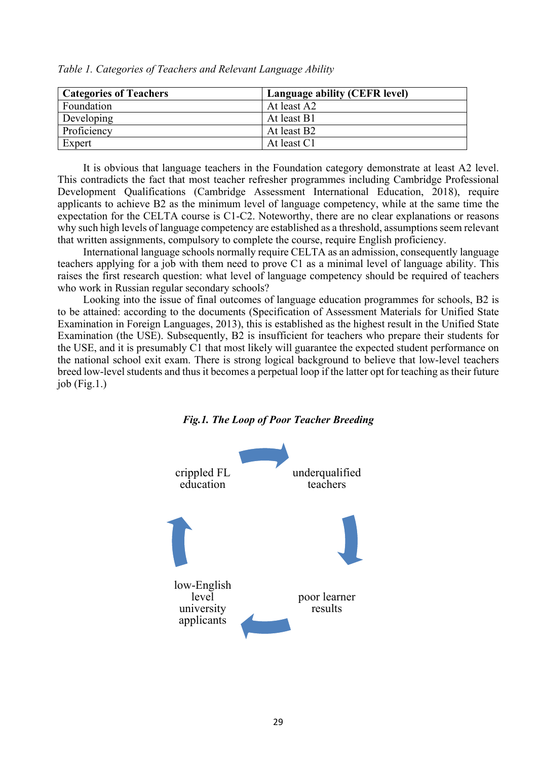*Table 1. Categories of Teachers and Relevant Language Ability*

| Categories of Teachers | Language ability (CEFR level) |
|---|---|
| Foundation | At least A2 |
| Developing | At least B1 |
| Proficiency | At least B2 |
| Expert | At least C1 |

It is obvious that language teachers in the Foundation category demonstrate at least A2 level. This contradicts the fact that most teacher refresher programmes including Cambridge Professional Development Qualifications (Cambridge Assessment International Education, 2018), require applicants to achieve B2 as the minimum level of language competency, while at the same time the expectation for the CELTA course is C1-C2. Noteworthy, there are no clear explanations or reasons why such high levels of language competency are established as a threshold, assumptions seem relevant that written assignments, compulsory to complete the course, require English proficiency.

International language schools normally require CELTA as an admission, consequently language teachers applying for a job with them need to prove C1 as a minimal level of language ability. This raises the first research question: what level of language competency should be required of teachers who work in Russian regular secondary schools?

Looking into the issue of final outcomes of language education programmes for schools, B2 is to be attained: according to the documents (Specification of Assessment Materials for Unified State Examination in Foreign Languages, 2013), this is established as the highest result in the Unified State Examination (the USE). Subsequently, B2 is insufficient for teachers who prepare their students for the USE, and it is presumably C1 that most likely will guarantee the expected student performance on the national school exit exam. There is strong logical background to believe that low-level teachers breed low-level students and thus it becomes a perpetual loop if the latter opt for teaching as their future job (Fig.1.)

***Fig.1. The Loop of Poor Teacher Breeding***

crippled FL education → underqualified teachers → poor learner results → low-English level university applicants → crippled FL education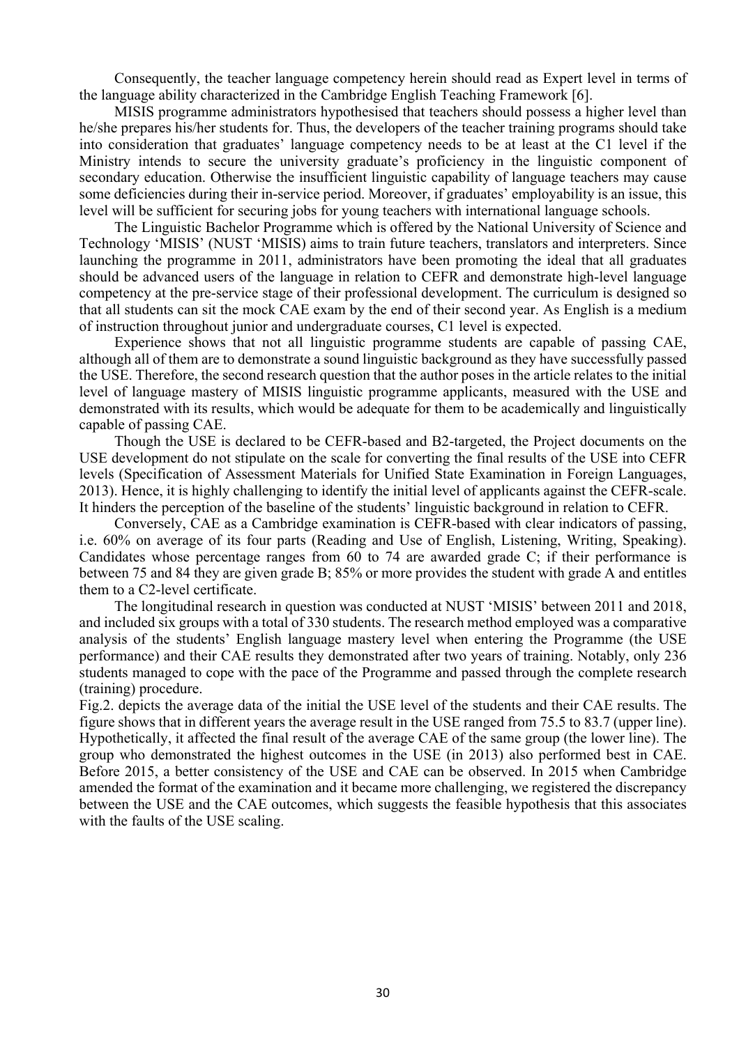Consequently, the teacher language competency herein should read as Expert level in terms of the language ability characterized in the Cambridge English Teaching Framework [6].

MISIS programme administrators hypothesised that teachers should possess a higher level than he/she prepares his/her students for. Thus, the developers of the teacher training programs should take into consideration that graduates' language competency needs to be at least at the C1 level if the Ministry intends to secure the university graduate's proficiency in the linguistic component of secondary education. Otherwise the insufficient linguistic capability of language teachers may cause some deficiencies during their in-service period. Moreover, if graduates' employability is an issue, this level will be sufficient for securing jobs for young teachers with international language schools.

The Linguistic Bachelor Programme which is offered by the National University of Science and Technology 'MISIS' (NUST 'MISIS) aims to train future teachers, translators and interpreters. Since launching the programme in 2011, administrators have been promoting the ideal that all graduates should be advanced users of the language in relation to CEFR and demonstrate high-level language competency at the pre-service stage of their professional development. The curriculum is designed so that all students can sit the mock CAE exam by the end of their second year. As English is a medium of instruction throughout junior and undergraduate courses, C1 level is expected.

Experience shows that not all linguistic programme students are capable of passing CAE, although all of them are to demonstrate a sound linguistic background as they have successfully passed the USE. Therefore, the second research question that the author poses in the article relates to the initial level of language mastery of MISIS linguistic programme applicants, measured with the USE and demonstrated with its results, which would be adequate for them to be academically and linguistically capable of passing CAE.

Though the USE is declared to be CEFR-based and B2-targeted, the Project documents on the USE development do not stipulate on the scale for converting the final results of the USE into CEFR levels (Specification of Assessment Materials for Unified State Examination in Foreign Languages, 2013). Hence, it is highly challenging to identify the initial level of applicants against the CEFR-scale. It hinders the perception of the baseline of the students' linguistic background in relation to CEFR.

Conversely, CAE as a Cambridge examination is CEFR-based with clear indicators of passing, i.e. 60% on average of its four parts (Reading and Use of English, Listening, Writing, Speaking). Candidates whose percentage ranges from 60 to 74 are awarded grade C; if their performance is between 75 and 84 they are given grade B; 85% or more provides the student with grade A and entitles them to a C2-level certificate.

The longitudinal research in question was conducted at NUST 'MISIS' between 2011 and 2018, and included six groups with a total of 330 students. The research method employed was a comparative analysis of the students' English language mastery level when entering the Programme (the USE performance) and their CAE results they demonstrated after two years of training. Notably, only 236 students managed to cope with the pace of the Programme and passed through the complete research (training) procedure.

Fig.2. depicts the average data of the initial the USE level of the students and their CAE results. The figure shows that in different years the average result in the USE ranged from 75.5 to 83.7 (upper line). Hypothetically, it affected the final result of the average CAE of the same group (the lower line). The group who demonstrated the highest outcomes in the USE (in 2013) also performed best in CAE. Before 2015, a better consistency of the USE and CAE can be observed. In 2015 when Cambridge amended the format of the examination and it became more challenging, we registered the discrepancy between the USE and the CAE outcomes, which suggests the feasible hypothesis that this associates with the faults of the USE scaling.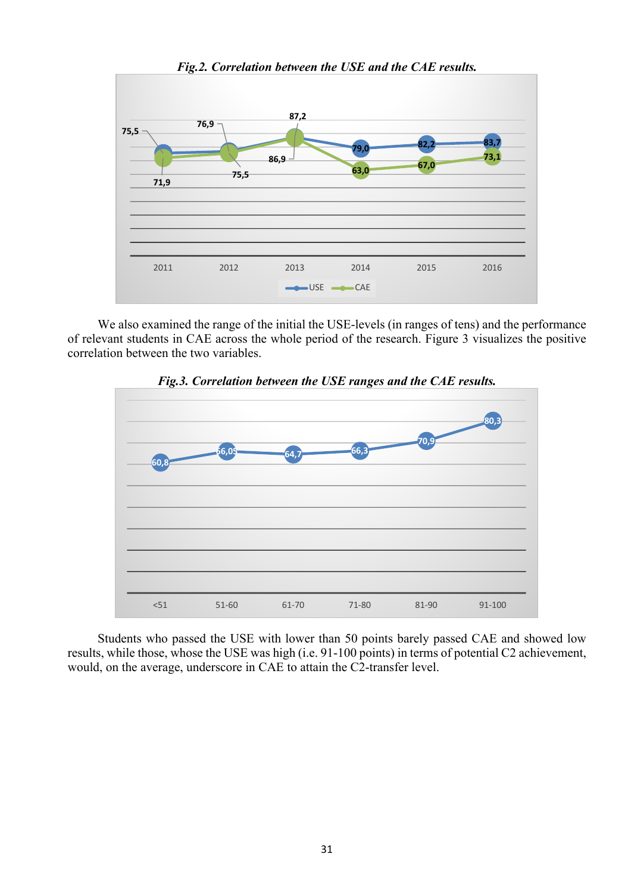***Fig.2. Correlation between the USE and the CAE results.***

We also examined the range of the initial the USE-levels (in ranges of tens) and the performance of relevant students in CAE across the whole period of the research. Figure 3 visualizes the positive correlation between the two variables.

***Fig.3. Correlation between the USE ranges and the CAE results.***

Students who passed the USE with lower than 50 points barely passed CAE and showed low results, while those, whose the USE was high (i.e. 91-100 points) in terms of potential C2 achievement, would, on the average, underscore in CAE to attain the C2-transfer level.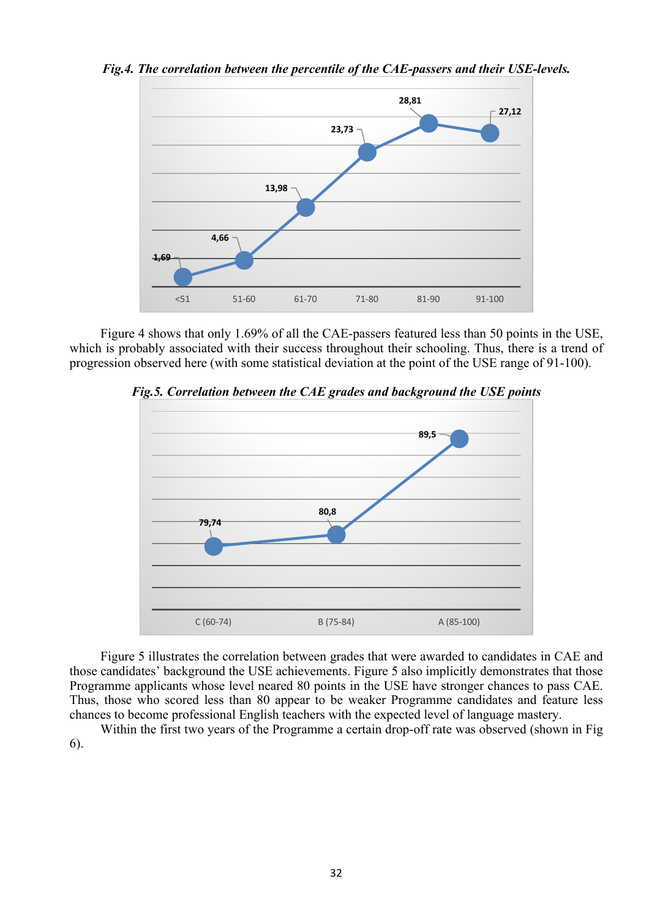*Fig.4. The correlation between the percentile of the CAE-passers and their USE-levels.*

| USE-level | <51 | 51-60 | 61-70 | 71-80 | 81-90 | 91-100 |
|---|---|---|---|---|---|---|
| % of CAE-passers | 1,69 | 4,66 | 13,98 | 23,73 | 28,81 | 27,12 |

Figure 4 shows that only 1.69% of all the CAE-passers featured less than 50 points in the USE, which is probably associated with their success throughout their schooling. Thus, there is a trend of progression observed here (with some statistical deviation at the point of the USE range of 91-100).

*Fig.5. Correlation between the CAE grades and background the USE points*

| CAE grade | C (60-74) | B (75-84) | A (85-100) |
|---|---|---|---|
| USE points | 79,74 | 80,8 | 89,5 |

Figure 5 illustrates the correlation between grades that were awarded to candidates in CAE and those candidates' background the USE achievements. Figure 5 also implicitly demonstrates that those Programme applicants whose level neared 80 points in the USE have stronger chances to pass CAE. Thus, those who scored less than 80 appear to be weaker Programme candidates and feature less chances to become professional English teachers with the expected level of language mastery.

Within the first two years of the Programme a certain drop-off rate was observed (shown in Fig 6).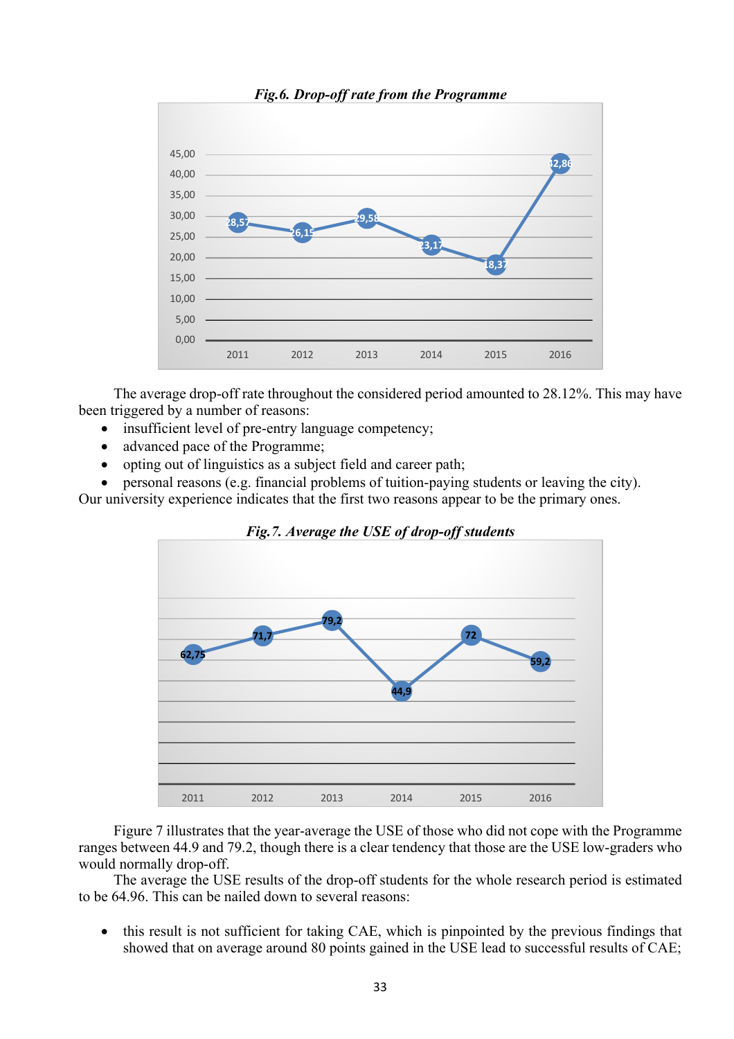*Fig.6. Drop-off rate from the Programme*

The average drop-off rate throughout the considered period amounted to 28.12%. This may have been triggered by a number of reasons:

- insufficient level of pre-entry language competency;
- advanced pace of the Programme;
- opting out of linguistics as a subject field and career path;
- personal reasons (e.g. financial problems of tuition-paying students or leaving the city).

Our university experience indicates that the first two reasons appear to be the primary ones.

*Fig.7. Average the USE of drop-off students*

Figure 7 illustrates that the year-average the USE of those who did not cope with the Programme ranges between 44.9 and 79.2, though there is a clear tendency that those are the USE low-graders who would normally drop-off.

The average the USE results of the drop-off students for the whole research period is estimated to be 64.96. This can be nailed down to several reasons:

- this result is not sufficient for taking CAE, which is pinpointed by the previous findings that showed that on average around 80 points gained in the USE lead to successful results of CAE;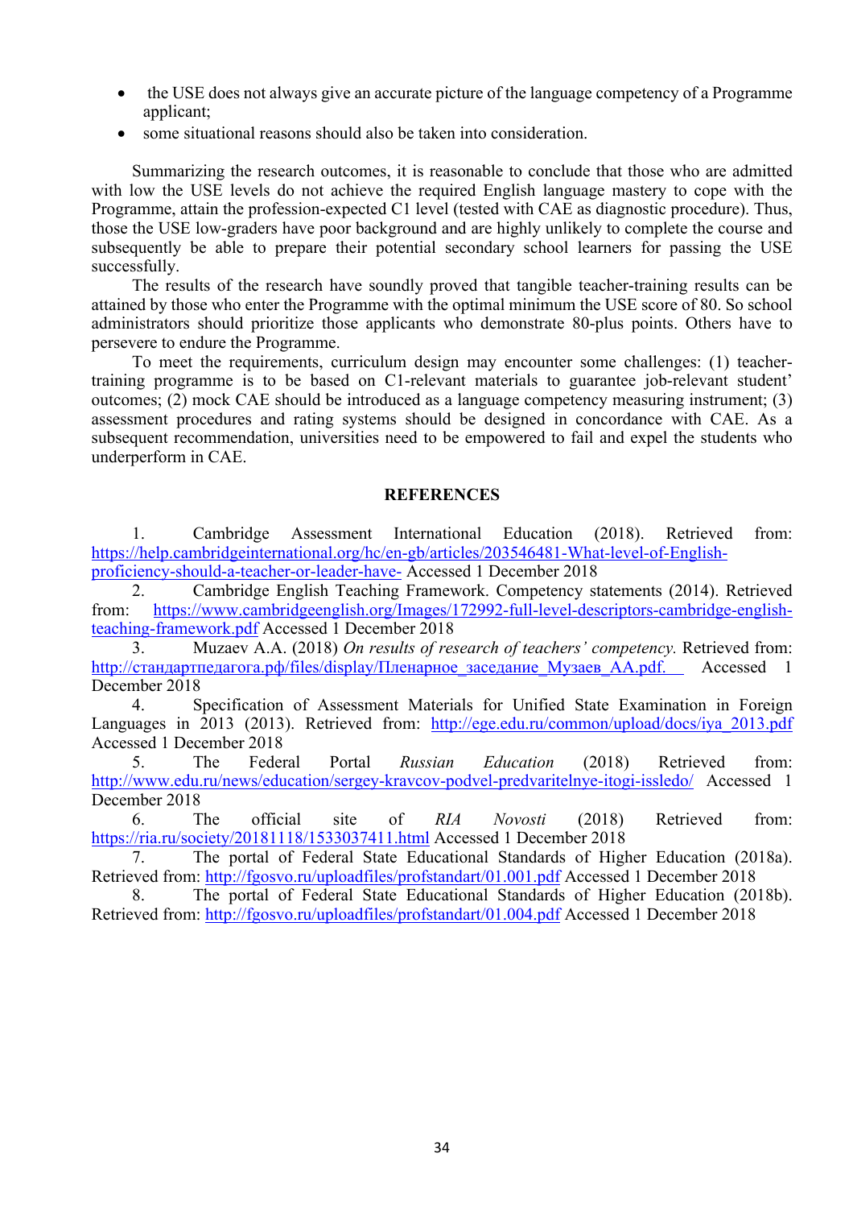- the USE does not always give an accurate picture of the language competency of a Programme applicant;
- some situational reasons should also be taken into consideration.

Summarizing the research outcomes, it is reasonable to conclude that those who are admitted with low the USE levels do not achieve the required English language mastery to cope with the Programme, attain the profession-expected C1 level (tested with CAE as diagnostic procedure). Thus, those the USE low-graders have poor background and are highly unlikely to complete the course and subsequently be able to prepare their potential secondary school learners for passing the USE successfully.

The results of the research have soundly proved that tangible teacher-training results can be attained by those who enter the Programme with the optimal minimum the USE score of 80. So school administrators should prioritize those applicants who demonstrate 80-plus points. Others have to persevere to endure the Programme.

To meet the requirements, curriculum design may encounter some challenges: (1) teacher-training programme is to be based on C1-relevant materials to guarantee job-relevant student' outcomes; (2) mock CAE should be introduced as a language competency measuring instrument; (3) assessment procedures and rating systems should be designed in concordance with CAE. As a subsequent recommendation, universities need to be empowered to fail and expel the students who underperform in CAE.

## REFERENCES

1. Cambridge Assessment International Education (2018). Retrieved from: https://help.cambridgeinternational.org/hc/en-gb/articles/203546481-What-level-of-English-proficiency-should-a-teacher-or-leader-have- Accessed 1 December 2018
2. Cambridge English Teaching Framework. Competency statements (2014). Retrieved from: https://www.cambridgeenglish.org/Images/172992-full-level-descriptors-cambridge-english-teaching-framework.pdf Accessed 1 December 2018
3. Muzaev A.A. (2018) *On results of research of teachers' competency.* Retrieved from: http://стандартпедагога.рф/files/display/Пленарное_заседание_Музаев_АА.pdf. Accessed 1 December 2018
4. Specification of Assessment Materials for Unified State Examination in Foreign Languages in 2013 (2013). Retrieved from: http://ege.edu.ru/common/upload/docs/iya_2013.pdf Accessed 1 December 2018
5. The Federal Portal *Russian Education* (2018) Retrieved from: http://www.edu.ru/news/education/sergey-kravcov-podvel-predvaritelnye-itogi-issledo/ Accessed 1 December 2018
6. The official site of *RIA Novosti* (2018) Retrieved from: https://ria.ru/society/20181118/1533037411.html Accessed 1 December 2018
7. The portal of Federal State Educational Standards of Higher Education (2018a). Retrieved from: http://fgosvo.ru/uploadfiles/profstandart/01.001.pdf Accessed 1 December 2018
8. The portal of Federal State Educational Standards of Higher Education (2018b). Retrieved from: http://fgosvo.ru/uploadfiles/profstandart/01.004.pdf Accessed 1 December 2018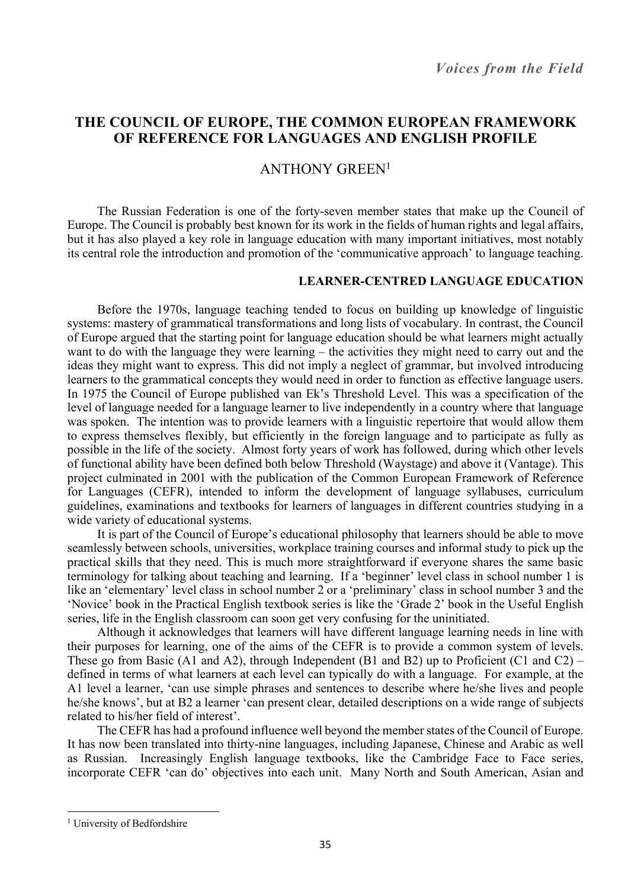*Voices from the Field*

# THE COUNCIL OF EUROPE, THE COMMON EUROPEAN FRAMEWORK OF REFERENCE FOR LANGUAGES AND ENGLISH PROFILE

ANTHONY GREEN[1]

The Russian Federation is one of the forty-seven member states that make up the Council of Europe. The Council is probably best known for its work in the fields of human rights and legal affairs, but it has also played a key role in language education with many important initiatives, most notably its central role the introduction and promotion of the 'communicative approach' to language teaching.

## LEARNER-CENTRED LANGUAGE EDUCATION

Before the 1970s, language teaching tended to focus on building up knowledge of linguistic systems: mastery of grammatical transformations and long lists of vocabulary. In contrast, the Council of Europe argued that the starting point for language education should be what learners might actually want to do with the language they were learning – the activities they might need to carry out and the ideas they might want to express. This did not imply a neglect of grammar, but involved introducing learners to the grammatical concepts they would need in order to function as effective language users. In 1975 the Council of Europe published van Ek's Threshold Level. This was a specification of the level of language needed for a language learner to live independently in a country where that language was spoken. The intention was to provide learners with a linguistic repertoire that would allow them to express themselves flexibly, but efficiently in the foreign language and to participate as fully as possible in the life of the society. Almost forty years of work has followed, during which other levels of functional ability have been defined both below Threshold (Waystage) and above it (Vantage). This project culminated in 2001 with the publication of the Common European Framework of Reference for Languages (CEFR), intended to inform the development of language syllabuses, curriculum guidelines, examinations and textbooks for learners of languages in different countries studying in a wide variety of educational systems.

It is part of the Council of Europe's educational philosophy that learners should be able to move seamlessly between schools, universities, workplace training courses and informal study to pick up the practical skills that they need. This is much more straightforward if everyone shares the same basic terminology for talking about teaching and learning. If a 'beginner' level class in school number 1 is like an 'elementary' level class in school number 2 or a 'preliminary' class in school number 3 and the 'Novice' book in the Practical English textbook series is like the 'Grade 2' book in the Useful English series, life in the English classroom can soon get very confusing for the uninitiated.

Although it acknowledges that learners will have different language learning needs in line with their purposes for learning, one of the aims of the CEFR is to provide a common system of levels. These go from Basic (A1 and A2), through Independent (B1 and B2) up to Proficient (C1 and C2) – defined in terms of what learners at each level can typically do with a language. For example, at the A1 level a learner, 'can use simple phrases and sentences to describe where he/she lives and people he/she knows', but at B2 a learner 'can present clear, detailed descriptions on a wide range of subjects related to his/her field of interest'.

The CEFR has had a profound influence well beyond the member states of the Council of Europe. It has now been translated into thirty-nine languages, including Japanese, Chinese and Arabic as well as Russian. Increasingly English language textbooks, like the Cambridge Face to Face series, incorporate CEFR 'can do' objectives into each unit. Many North and South American, Asian and

---

[1] University of Bedfordshire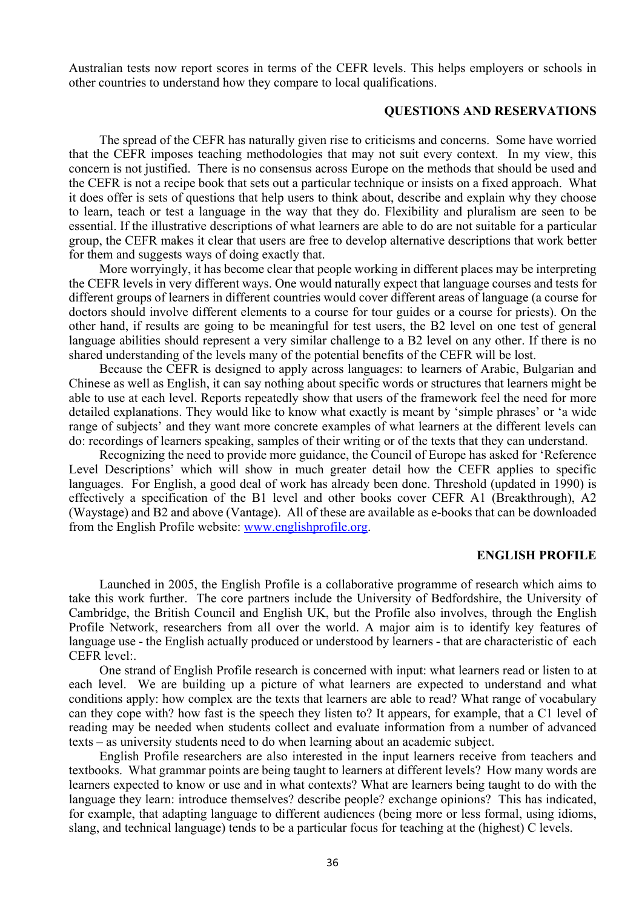Australian tests now report scores in terms of the CEFR levels. This helps employers or schools in other countries to understand how they compare to local qualifications.

## QUESTIONS AND RESERVATIONS

The spread of the CEFR has naturally given rise to criticisms and concerns. Some have worried that the CEFR imposes teaching methodologies that may not suit every context. In my view, this concern is not justified. There is no consensus across Europe on the methods that should be used and the CEFR is not a recipe book that sets out a particular technique or insists on a fixed approach. What it does offer is sets of questions that help users to think about, describe and explain why they choose to learn, teach or test a language in the way that they do. Flexibility and pluralism are seen to be essential. If the illustrative descriptions of what learners are able to do are not suitable for a particular group, the CEFR makes it clear that users are free to develop alternative descriptions that work better for them and suggests ways of doing exactly that.

More worryingly, it has become clear that people working in different places may be interpreting the CEFR levels in very different ways. One would naturally expect that language courses and tests for different groups of learners in different countries would cover different areas of language (a course for doctors should involve different elements to a course for tour guides or a course for priests). On the other hand, if results are going to be meaningful for test users, the B2 level on one test of general language abilities should represent a very similar challenge to a B2 level on any other. If there is no shared understanding of the levels many of the potential benefits of the CEFR will be lost.

Because the CEFR is designed to apply across languages: to learners of Arabic, Bulgarian and Chinese as well as English, it can say nothing about specific words or structures that learners might be able to use at each level. Reports repeatedly show that users of the framework feel the need for more detailed explanations. They would like to know what exactly is meant by 'simple phrases' or 'a wide range of subjects' and they want more concrete examples of what learners at the different levels can do: recordings of learners speaking, samples of their writing or of the texts that they can understand.

Recognizing the need to provide more guidance, the Council of Europe has asked for 'Reference Level Descriptions' which will show in much greater detail how the CEFR applies to specific languages. For English, a good deal of work has already been done. Threshold (updated in 1990) is effectively a specification of the B1 level and other books cover CEFR A1 (Breakthrough), A2 (Waystage) and B2 and above (Vantage). All of these are available as e-books that can be downloaded from the English Profile website: [www.englishprofile.org](http://www.englishprofile.org).

## ENGLISH PROFILE

Launched in 2005, the English Profile is a collaborative programme of research which aims to take this work further. The core partners include the University of Bedfordshire, the University of Cambridge, the British Council and English UK, but the Profile also involves, through the English Profile Network, researchers from all over the world. A major aim is to identify key features of language use - the English actually produced or understood by learners - that are characteristic of each CEFR level:.

One strand of English Profile research is concerned with input: what learners read or listen to at each level. We are building up a picture of what learners are expected to understand and what conditions apply: how complex are the texts that learners are able to read? What range of vocabulary can they cope with? how fast is the speech they listen to? It appears, for example, that a C1 level of reading may be needed when students collect and evaluate information from a number of advanced texts – as university students need to do when learning about an academic subject.

English Profile researchers are also interested in the input learners receive from teachers and textbooks. What grammar points are being taught to learners at different levels? How many words are learners expected to know or use and in what contexts? What are learners being taught to do with the language they learn: introduce themselves? describe people? exchange opinions? This has indicated, for example, that adapting language to different audiences (being more or less formal, using idioms, slang, and technical language) tends to be a particular focus for teaching at the (highest) C levels.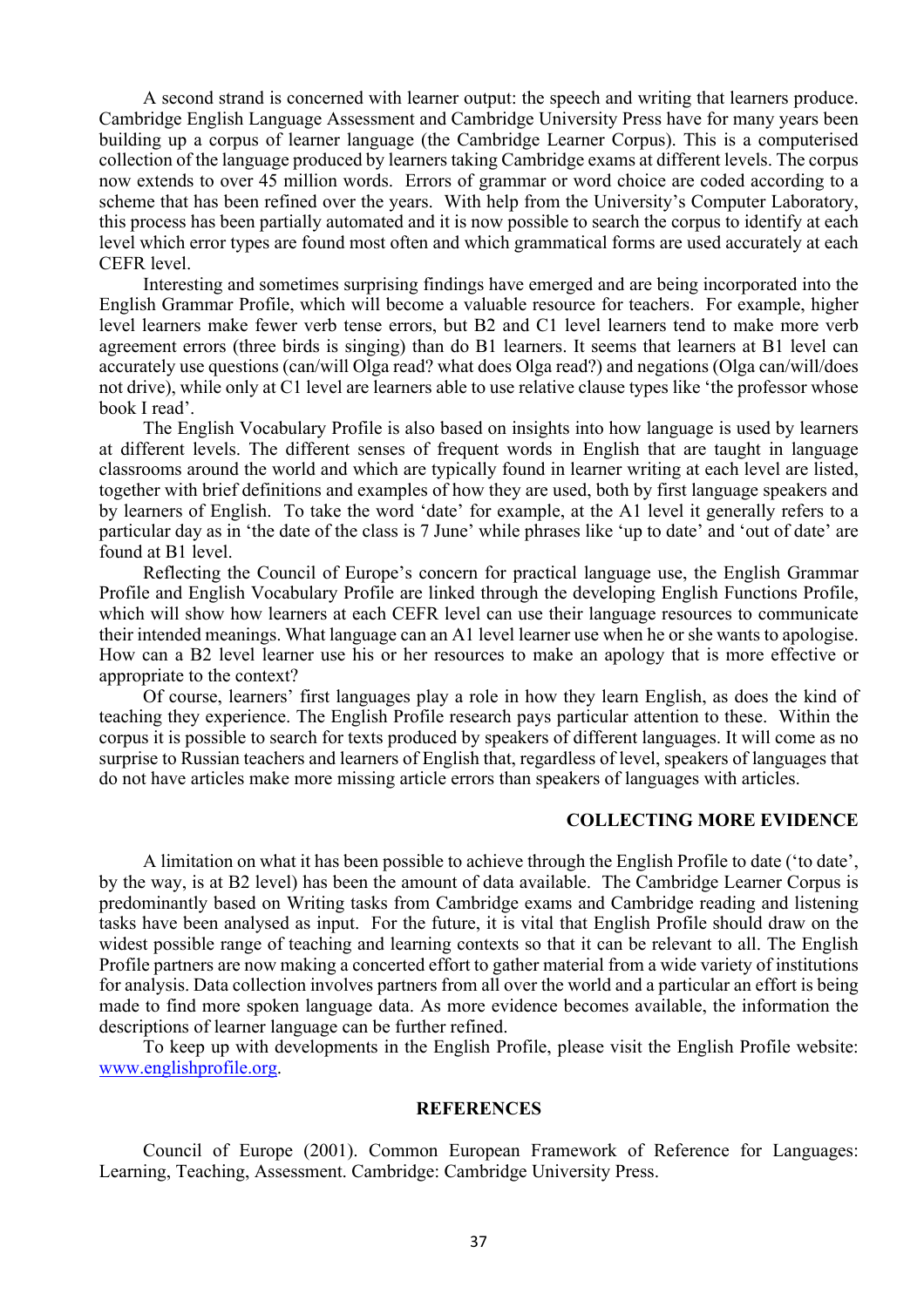A second strand is concerned with learner output: the speech and writing that learners produce. Cambridge English Language Assessment and Cambridge University Press have for many years been building up a corpus of learner language (the Cambridge Learner Corpus). This is a computerised collection of the language produced by learners taking Cambridge exams at different levels. The corpus now extends to over 45 million words. Errors of grammar or word choice are coded according to a scheme that has been refined over the years. With help from the University's Computer Laboratory, this process has been partially automated and it is now possible to search the corpus to identify at each level which error types are found most often and which grammatical forms are used accurately at each CEFR level.

Interesting and sometimes surprising findings have emerged and are being incorporated into the English Grammar Profile, which will become a valuable resource for teachers. For example, higher level learners make fewer verb tense errors, but B2 and C1 level learners tend to make more verb agreement errors (three birds is singing) than do B1 learners. It seems that learners at B1 level can accurately use questions (can/will Olga read? what does Olga read?) and negations (Olga can/will/does not drive), while only at C1 level are learners able to use relative clause types like 'the professor whose book I read'.

The English Vocabulary Profile is also based on insights into how language is used by learners at different levels. The different senses of frequent words in English that are taught in language classrooms around the world and which are typically found in learner writing at each level are listed, together with brief definitions and examples of how they are used, both by first language speakers and by learners of English. To take the word 'date' for example, at the A1 level it generally refers to a particular day as in 'the date of the class is 7 June' while phrases like 'up to date' and 'out of date' are found at B1 level.

Reflecting the Council of Europe's concern for practical language use, the English Grammar Profile and English Vocabulary Profile are linked through the developing English Functions Profile, which will show how learners at each CEFR level can use their language resources to communicate their intended meanings. What language can an A1 level learner use when he or she wants to apologise. How can a B2 level learner use his or her resources to make an apology that is more effective or appropriate to the context?

Of course, learners' first languages play a role in how they learn English, as does the kind of teaching they experience. The English Profile research pays particular attention to these. Within the corpus it is possible to search for texts produced by speakers of different languages. It will come as no surprise to Russian teachers and learners of English that, regardless of level, speakers of languages that do not have articles make more missing article errors than speakers of languages with articles.

## COLLECTING MORE EVIDENCE

A limitation on what it has been possible to achieve through the English Profile to date ('to date', by the way, is at B2 level) has been the amount of data available. The Cambridge Learner Corpus is predominantly based on Writing tasks from Cambridge exams and Cambridge reading and listening tasks have been analysed as input. For the future, it is vital that English Profile should draw on the widest possible range of teaching and learning contexts so that it can be relevant to all. The English Profile partners are now making a concerted effort to gather material from a wide variety of institutions for analysis. Data collection involves partners from all over the world and a particular an effort is being made to find more spoken language data. As more evidence becomes available, the information the descriptions of learner language can be further refined.

To keep up with developments in the English Profile, please visit the English Profile website: [www.englishprofile.org](http://www.englishprofile.org).

## REFERENCES

Council of Europe (2001). Common European Framework of Reference for Languages: Learning, Teaching, Assessment. Cambridge: Cambridge University Press.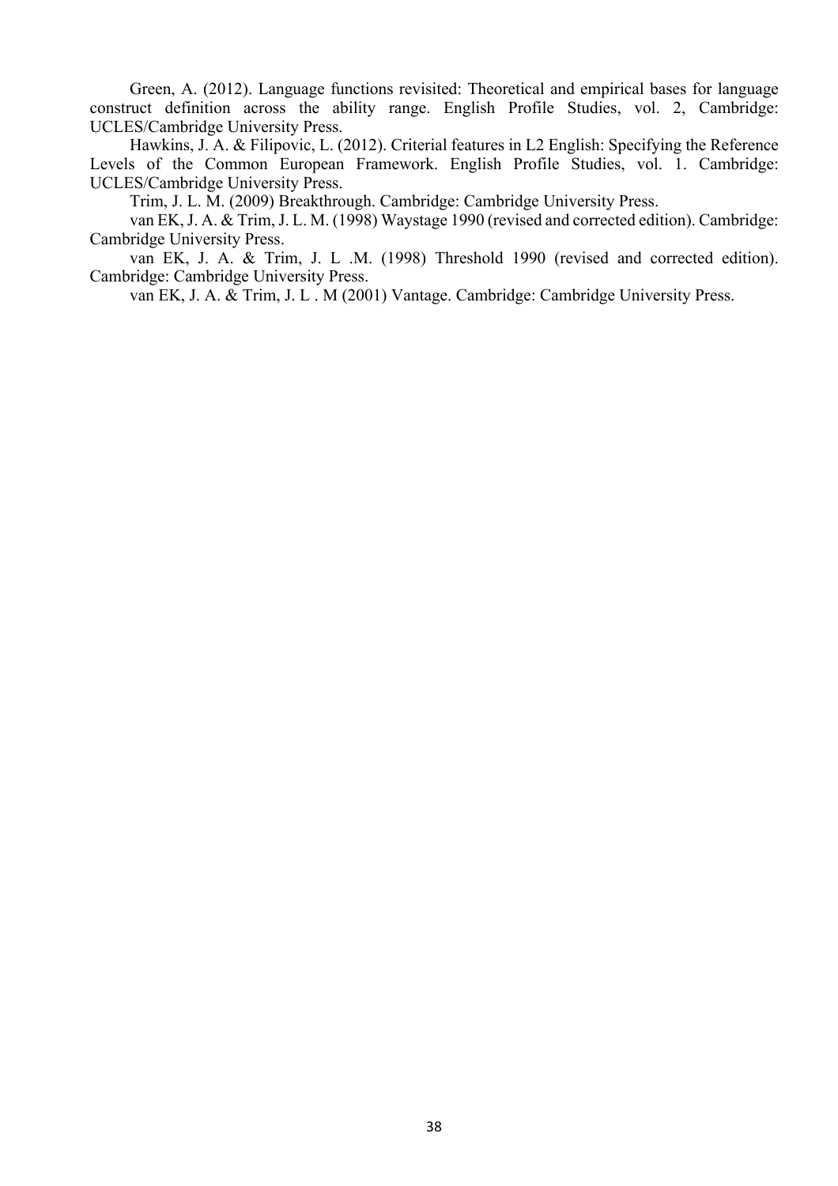Green, A. (2012). Language functions revisited: Theoretical and empirical bases for language construct definition across the ability range. English Profile Studies, vol. 2, Cambridge: UCLES/Cambridge University Press.

Hawkins, J. A. & Filipovic, L. (2012). Criterial features in L2 English: Specifying the Reference Levels of the Common European Framework. English Profile Studies, vol. 1. Cambridge: UCLES/Cambridge University Press.

Trim, J. L. M. (2009) Breakthrough. Cambridge: Cambridge University Press.

van EK, J. A. & Trim, J. L. M. (1998) Waystage 1990 (revised and corrected edition). Cambridge: Cambridge University Press.

van EK, J. A. & Trim, J. L .M. (1998) Threshold 1990 (revised and corrected edition). Cambridge: Cambridge University Press.

van EK, J. A. & Trim, J. L . M (2001) Vantage. Cambridge: Cambridge University Press.